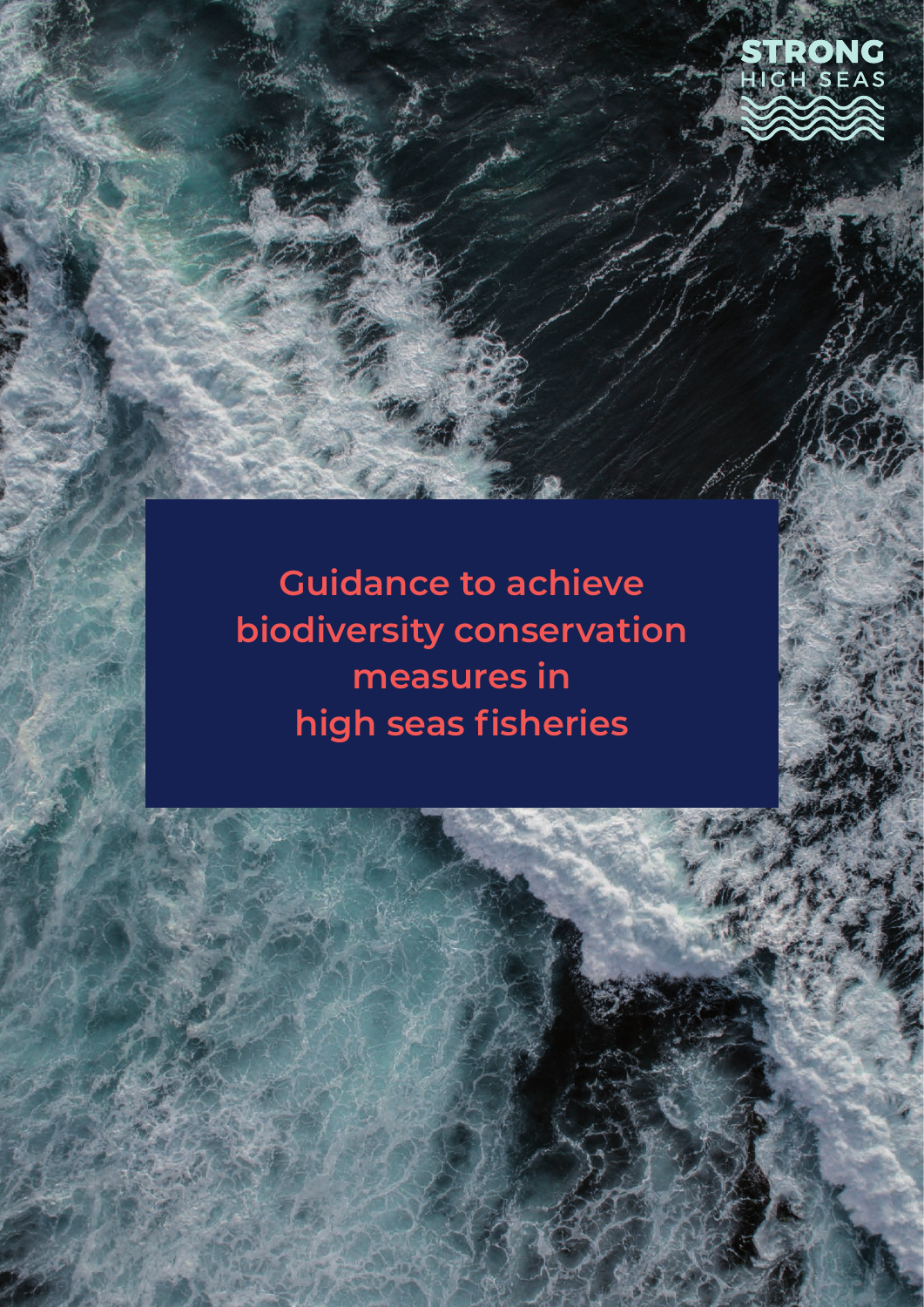STRONG HIGH SEAS

# Guidance to achieve biodiversity conservation measures in high seas fisheries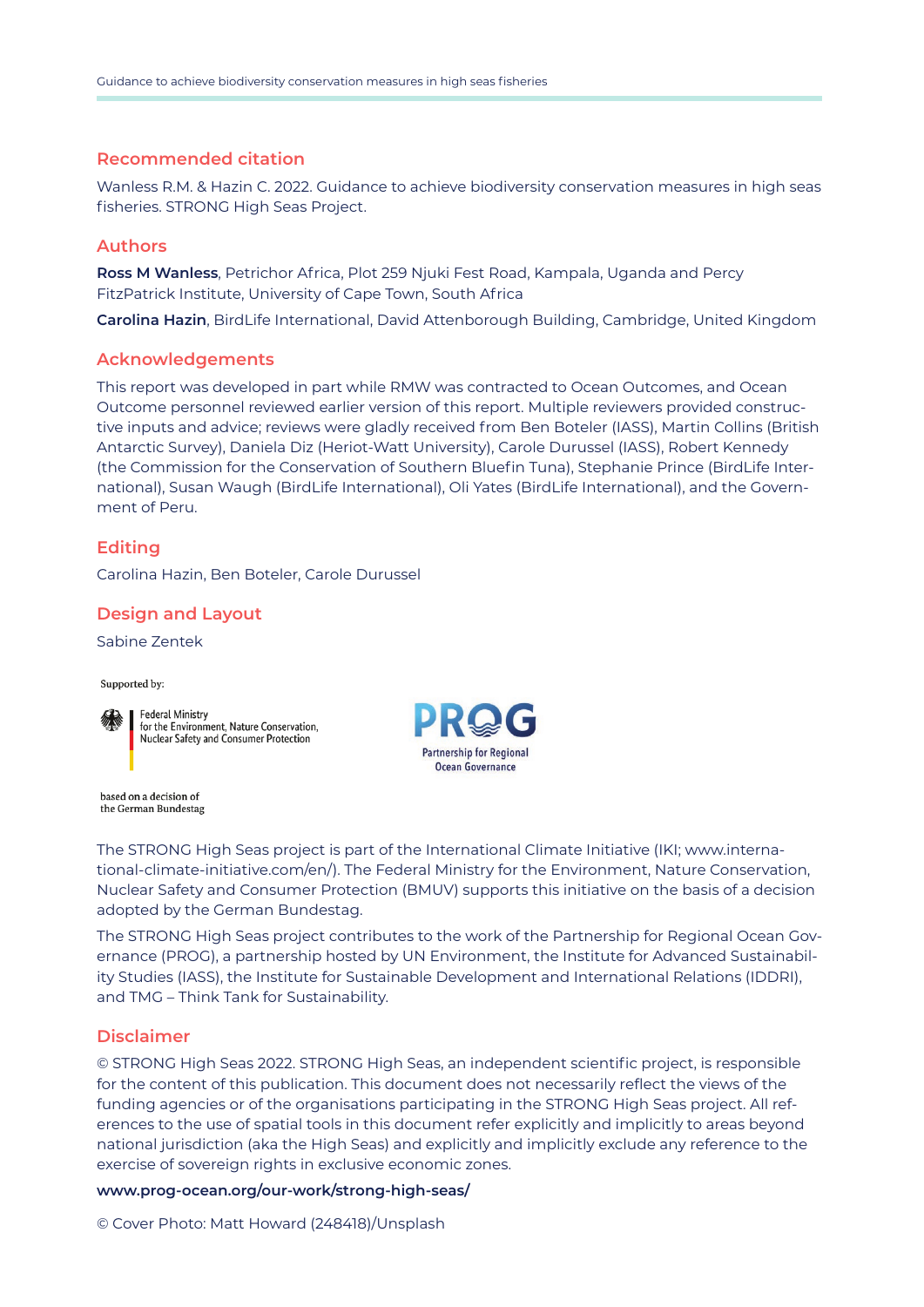## Recommended citation

Wanless R.M. & Hazin C. 2022. Guidance to achieve biodiversity conservation measures in high seas fisheries. STRONG High Seas Project.

## Authors

**Ross M Wanless**, Petrichor Africa, Plot 259 Njuki Fest Road, Kampala, Uganda and Percy FitzPatrick Institute, University of Cape Town, South Africa

**Carolina Hazin**, BirdLife International, David Attenborough Building, Cambridge, United Kingdom

## Acknowledgements

This report was developed in part while RMW was contracted to Ocean Outcomes, and Ocean Outcome personnel reviewed earlier version of this report. Multiple reviewers provided constructive inputs and advice; reviews were gladly received from Ben Boteler (IASS), Martin Collins (British Antarctic Survey), Daniela Diz (Heriot-Watt University), Carole Durussel (IASS), Robert Kennedy (the Commission for the Conservation of Southern Bluefin Tuna), Stephanie Prince (BirdLife International), Susan Waugh (BirdLife International), Oli Yates (BirdLife International), and the Government of Peru.

## Editing

Carolina Hazin, Ben Boteler, Carole Durussel

## Design and Layout

Sabine Zentek

Supported by:

Federal Ministry for the Environment, Nature Conservation, Nuclear Safety and Consumer Protection

based on a decision of the German Bundestag

PROG Partnership for Regional Ocean Governance

The STRONG High Seas project is part of the International Climate Initiative (IKI; www.international-climate-initiative.com/en/). The Federal Ministry for the Environment, Nature Conservation, Nuclear Safety and Consumer Protection (BMUV) supports this initiative on the basis of a decision adopted by the German Bundestag.

The STRONG High Seas project contributes to the work of the Partnership for Regional Ocean Governance (PROG), a partnership hosted by UN Environment, the Institute for Advanced Sustainability Studies (IASS), the Institute for Sustainable Development and International Relations (IDDRI), and TMG – Think Tank for Sustainability.

## Disclaimer

© STRONG High Seas 2022. STRONG High Seas, an independent scientific project, is responsible for the content of this publication. This document does not necessarily reflect the views of the funding agencies or of the organisations participating in the STRONG High Seas project. All references to the use of spatial tools in this document refer explicitly and implicitly to areas beyond national jurisdiction (aka the High Seas) and explicitly and implicitly exclude any reference to the exercise of sovereign rights in exclusive economic zones.

**www.prog-ocean.org/our-work/strong-high-seas/**

© Cover Photo: Matt Howard (248418)/Unsplash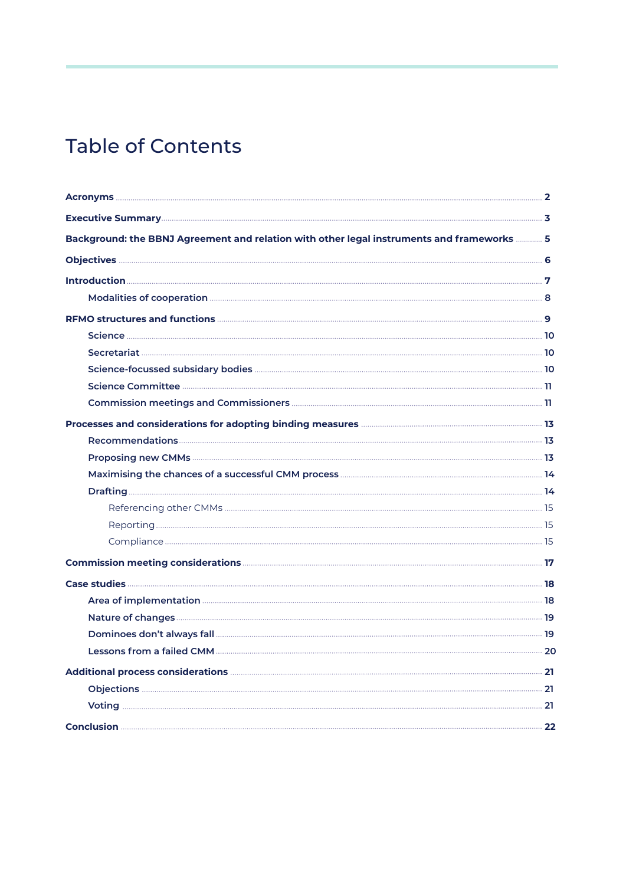# Table of Contents

**Acronyms** .......... **2**

**Executive Summary** .......... **3**

**Background: the BBNJ Agreement and relation with other legal instruments and frameworks** .......... **5**

**Objectives** .......... **6**

**Introduction** .......... **7**

- **Modalities of cooperation** .......... **8**

**RFMO structures and functions** .......... **9**

- **Science** .......... **10**
- **Secretariat** .......... **10**
- **Science-focussed subsidary bodies** .......... **10**
- **Science Committee** .......... **11**
- **Commission meetings and Commissioners** .......... **11**

**Processes and considerations for adopting binding measures** .......... **13**

- **Recommendations** .......... **13**
- **Proposing new CMMs** .......... **13**
- **Maximising the chances of a successful CMM process** .......... **14**
- **Drafting** .......... **14**
  - Referencing other CMMs .......... 15
  - Reporting .......... 15
  - Compliance .......... 15

**Commission meeting considerations** .......... **17**

**Case studies** .......... **18**

- **Area of implementation** .......... **18**
- **Nature of changes** .......... **19**
- **Dominoes don't always fall** .......... **19**
- **Lessons from a failed CMM** .......... **20**

**Additional process considerations** .......... **21**

- **Objections** .......... **21**
- **Voting** .......... **21**

**Conclusion** .......... **22**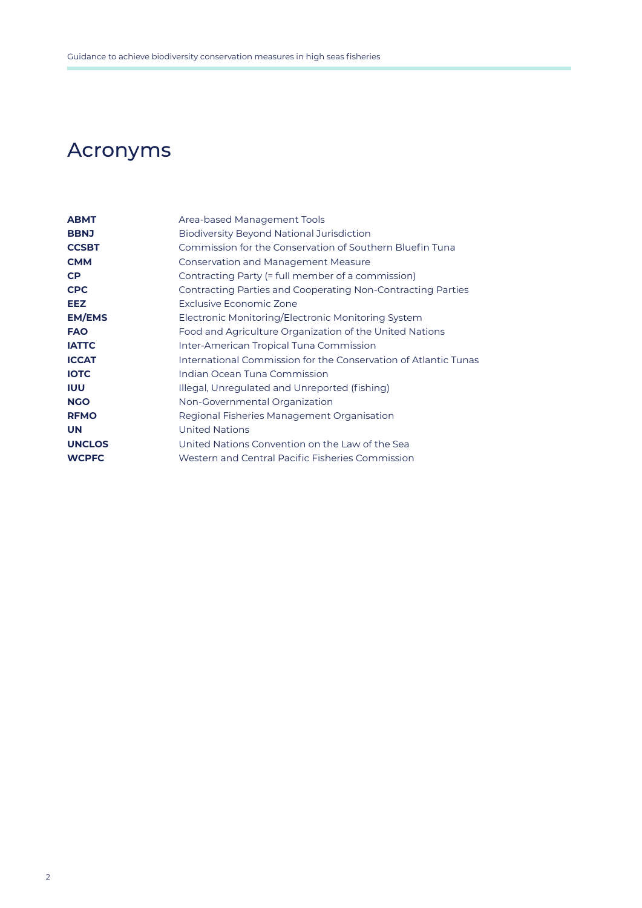# Acronyms

| | |
|---|---|
| **ABMT** | Area-based Management Tools |
| **BBNJ** | Biodiversity Beyond National Jurisdiction |
| **CCSBT** | Commission for the Conservation of Southern Bluefin Tuna |
| **CMM** | Conservation and Management Measure |
| **CP** | Contracting Party (= full member of a commission) |
| **CPC** | Contracting Parties and Cooperating Non-Contracting Parties |
| **EEZ** | Exclusive Economic Zone |
| **EM/EMS** | Electronic Monitoring/Electronic Monitoring System |
| **FAO** | Food and Agriculture Organization of the United Nations |
| **IATTC** | Inter-American Tropical Tuna Commission |
| **ICCAT** | International Commission for the Conservation of Atlantic Tunas |
| **IOTC** | Indian Ocean Tuna Commission |
| **IUU** | Illegal, Unregulated and Unreported (fishing) |
| **NGO** | Non-Governmental Organization |
| **RFMO** | Regional Fisheries Management Organisation |
| **UN** | United Nations |
| **UNCLOS** | United Nations Convention on the Law of the Sea |
| **WCPFC** | Western and Central Pacific Fisheries Commission |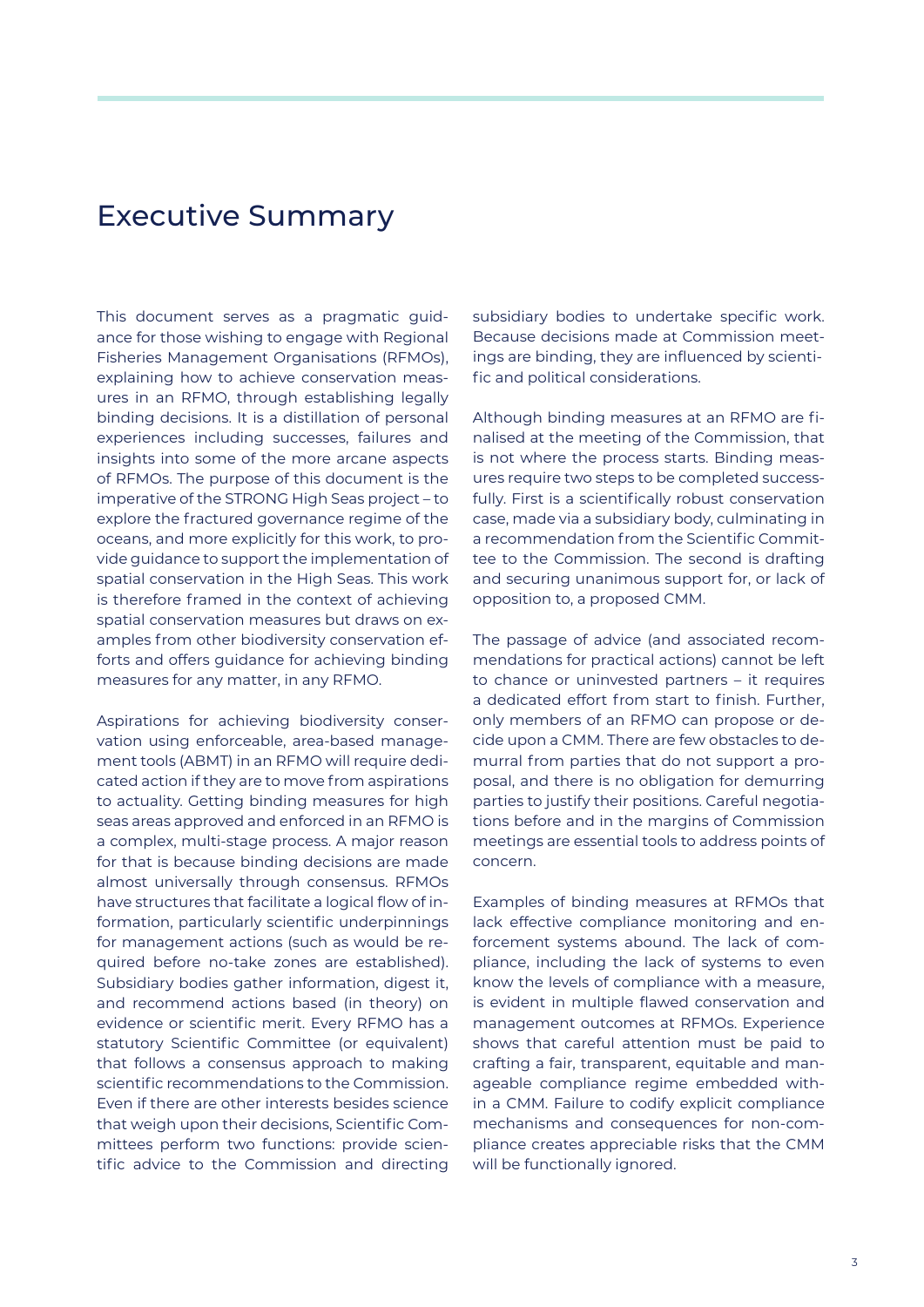# Executive Summary

This document serves as a pragmatic guidance for those wishing to engage with Regional Fisheries Management Organisations (RFMOs), explaining how to achieve conservation measures in an RFMO, through establishing legally binding decisions. It is a distillation of personal experiences including successes, failures and insights into some of the more arcane aspects of RFMOs. The purpose of this document is the imperative of the STRONG High Seas project – to explore the fractured governance regime of the oceans, and more explicitly for this work, to provide guidance to support the implementation of spatial conservation in the High Seas. This work is therefore framed in the context of achieving spatial conservation measures but draws on examples from other biodiversity conservation efforts and offers guidance for achieving binding measures for any matter, in any RFMO.

Aspirations for achieving biodiversity conservation using enforceable, area-based management tools (ABMT) in an RFMO will require dedicated action if they are to move from aspirations to actuality. Getting binding measures for high seas areas approved and enforced in an RFMO is a complex, multi-stage process. A major reason for that is because binding decisions are made almost universally through consensus. RFMOs have structures that facilitate a logical flow of information, particularly scientific underpinnings for management actions (such as would be required before no-take zones are established). Subsidiary bodies gather information, digest it, and recommend actions based (in theory) on evidence or scientific merit. Every RFMO has a statutory Scientific Committee (or equivalent) that follows a consensus approach to making scientific recommendations to the Commission. Even if there are other interests besides science that weigh upon their decisions, Scientific Committees perform two functions: provide scientific advice to the Commission and directing subsidiary bodies to undertake specific work. Because decisions made at Commission meetings are binding, they are influenced by scientific and political considerations.

Although binding measures at an RFMO are finalised at the meeting of the Commission, that is not where the process starts. Binding measures require two steps to be completed successfully. First is a scientifically robust conservation case, made via a subsidiary body, culminating in a recommendation from the Scientific Committee to the Commission. The second is drafting and securing unanimous support for, or lack of opposition to, a proposed CMM.

The passage of advice (and associated recommendations for practical actions) cannot be left to chance or uninvested partners – it requires a dedicated effort from start to finish. Further, only members of an RFMO can propose or decide upon a CMM. There are few obstacles to demurral from parties that do not support a proposal, and there is no obligation for demurring parties to justify their positions. Careful negotiations before and in the margins of Commission meetings are essential tools to address points of concern.

Examples of binding measures at RFMOs that lack effective compliance monitoring and enforcement systems abound. The lack of compliance, including the lack of systems to even know the levels of compliance with a measure, is evident in multiple flawed conservation and management outcomes at RFMOs. Experience shows that careful attention must be paid to crafting a fair, transparent, equitable and manageable compliance regime embedded within a CMM. Failure to codify explicit compliance mechanisms and consequences for non-compliance creates appreciable risks that the CMM will be functionally ignored.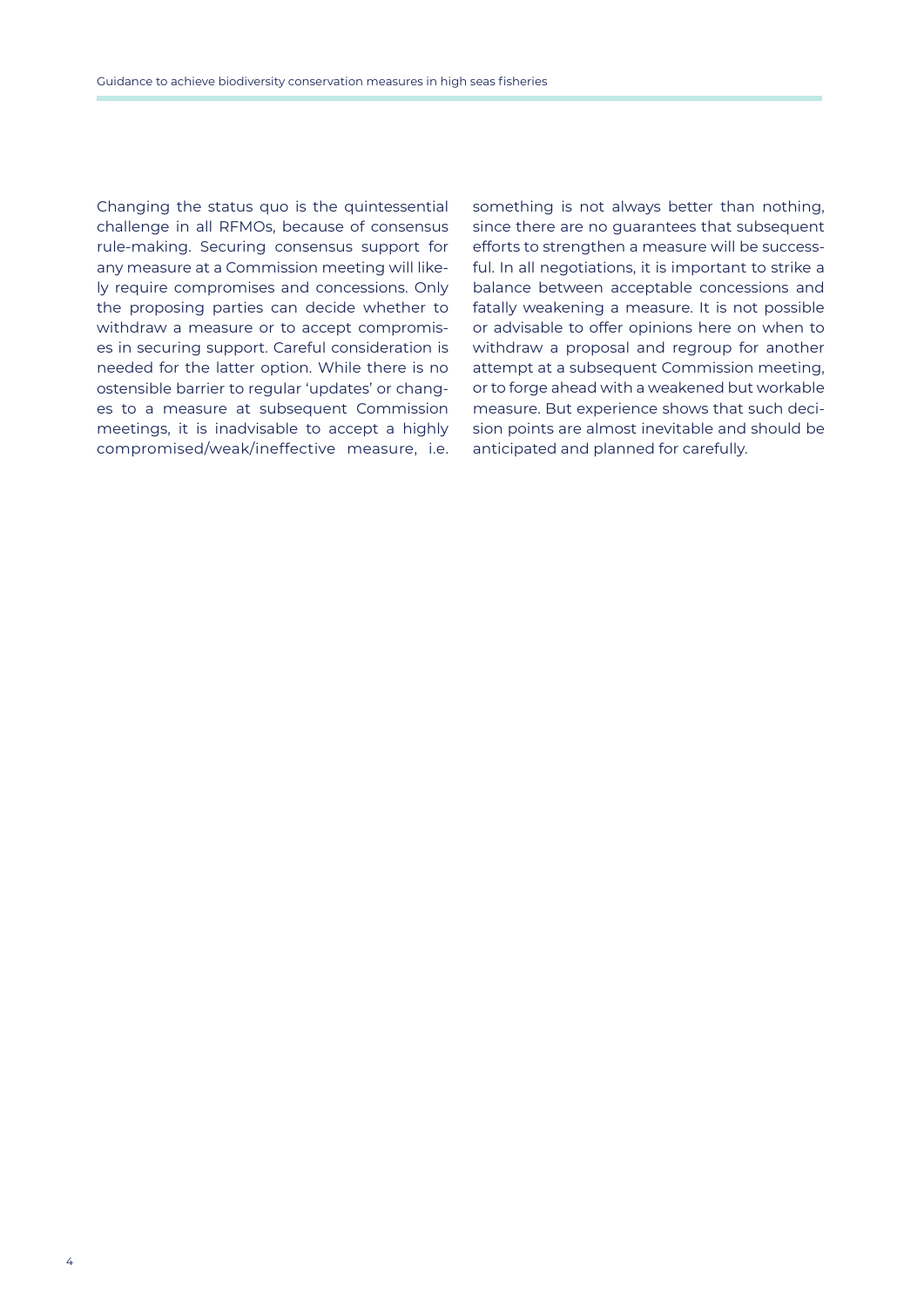Changing the status quo is the quintessential challenge in all RFMOs, because of consensus rule-making. Securing consensus support for any measure at a Commission meeting will likely require compromises and concessions. Only the proposing parties can decide whether to withdraw a measure or to accept compromises in securing support. Careful consideration is needed for the latter option. While there is no ostensible barrier to regular 'updates' or changes to a measure at subsequent Commission meetings, it is inadvisable to accept a highly compromised/weak/ineffective measure, i.e. something is not always better than nothing, since there are no guarantees that subsequent efforts to strengthen a measure will be successful. In all negotiations, it is important to strike a balance between acceptable concessions and fatally weakening a measure. It is not possible or advisable to offer opinions here on when to withdraw a proposal and regroup for another attempt at a subsequent Commission meeting, or to forge ahead with a weakened but workable measure. But experience shows that such decision points are almost inevitable and should be anticipated and planned for carefully.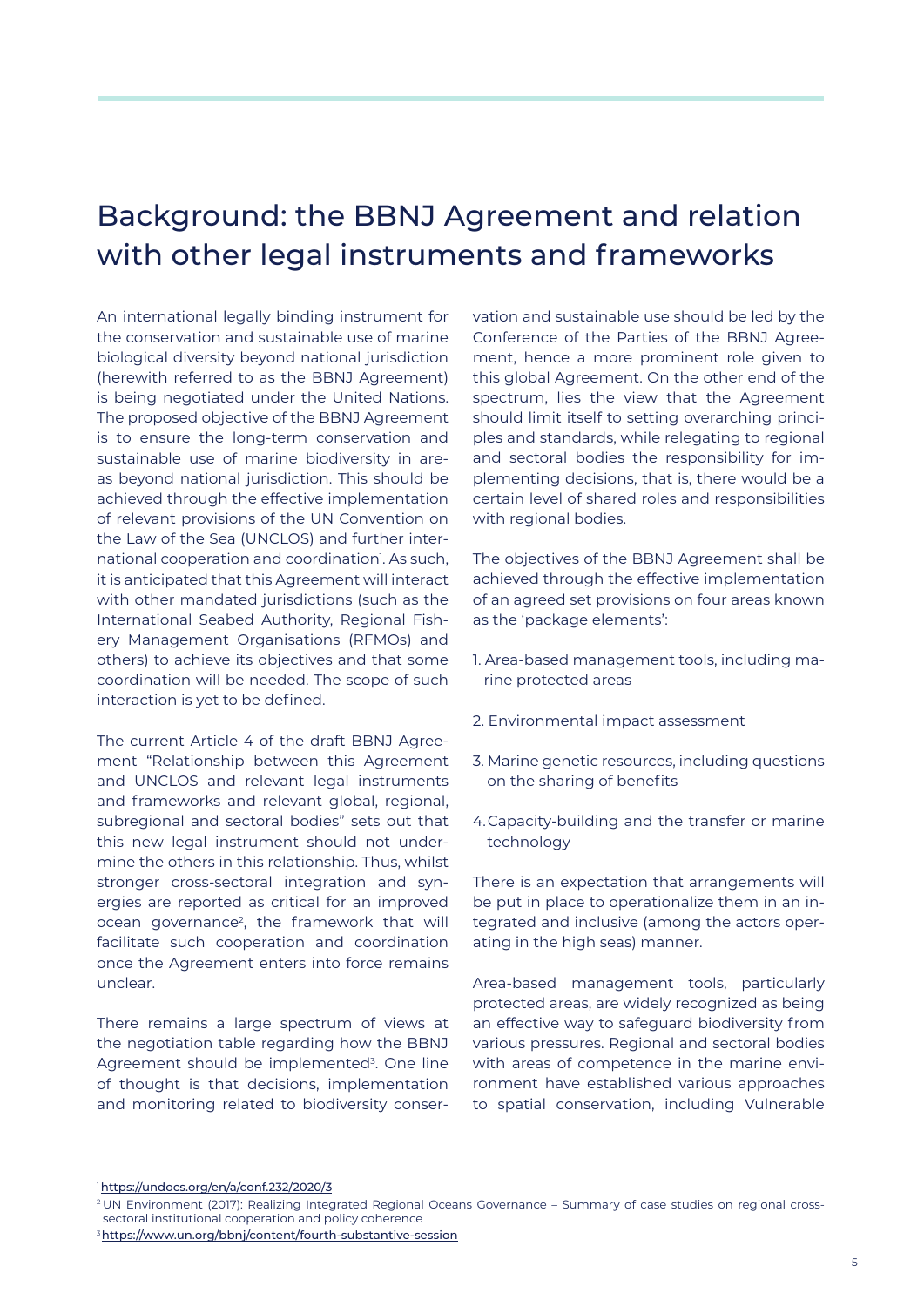# Background: the BBNJ Agreement and relation with other legal instruments and frameworks

An international legally binding instrument for the conservation and sustainable use of marine biological diversity beyond national jurisdiction (herewith referred to as the BBNJ Agreement) is being negotiated under the United Nations. The proposed objective of the BBNJ Agreement is to ensure the long-term conservation and sustainable use of marine biodiversity in areas beyond national jurisdiction. This should be achieved through the effective implementation of relevant provisions of the UN Convention on the Law of the Sea (UNCLOS) and further international cooperation and coordination[1]. As such, it is anticipated that this Agreement will interact with other mandated jurisdictions (such as the International Seabed Authority, Regional Fishery Management Organisations (RFMOs) and others) to achieve its objectives and that some coordination will be needed. The scope of such interaction is yet to be defined.

The current Article 4 of the draft BBNJ Agreement "Relationship between this Agreement and UNCLOS and relevant legal instruments and frameworks and relevant global, regional, subregional and sectoral bodies" sets out that this new legal instrument should not undermine the others in this relationship. Thus, whilst stronger cross-sectoral integration and synergies are reported as critical for an improved ocean governance[2], the framework that will facilitate such cooperation and coordination once the Agreement enters into force remains unclear.

There remains a large spectrum of views at the negotiation table regarding how the BBNJ Agreement should be implemented[3]. One line of thought is that decisions, implementation and monitoring related to biodiversity conservation and sustainable use should be led by the Conference of the Parties of the BBNJ Agreement, hence a more prominent role given to this global Agreement. On the other end of the spectrum, lies the view that the Agreement should limit itself to setting overarching principles and standards, while relegating to regional and sectoral bodies the responsibility for implementing decisions, that is, there would be a certain level of shared roles and responsibilities with regional bodies.

The objectives of the BBNJ Agreement shall be achieved through the effective implementation of an agreed set provisions on four areas known as the 'package elements':

1. Area-based management tools, including marine protected areas
2. Environmental impact assessment
3. Marine genetic resources, including questions on the sharing of benefits
4. Capacity-building and the transfer or marine technology

There is an expectation that arrangements will be put in place to operationalize them in an integrated and inclusive (among the actors operating in the high seas) manner.

Area-based management tools, particularly protected areas, are widely recognized as being an effective way to safeguard biodiversity from various pressures. Regional and sectoral bodies with areas of competence in the marine environment have established various approaches to spatial conservation, including Vulnerable

[1] https://undocs.org/en/a/conf.232/2020/3

[2] UN Environment (2017): Realizing Integrated Regional Oceans Governance – Summary of case studies on regional cross-sectoral institutional cooperation and policy coherence

[3] https://www.un.org/bbnj/content/fourth-substantive-session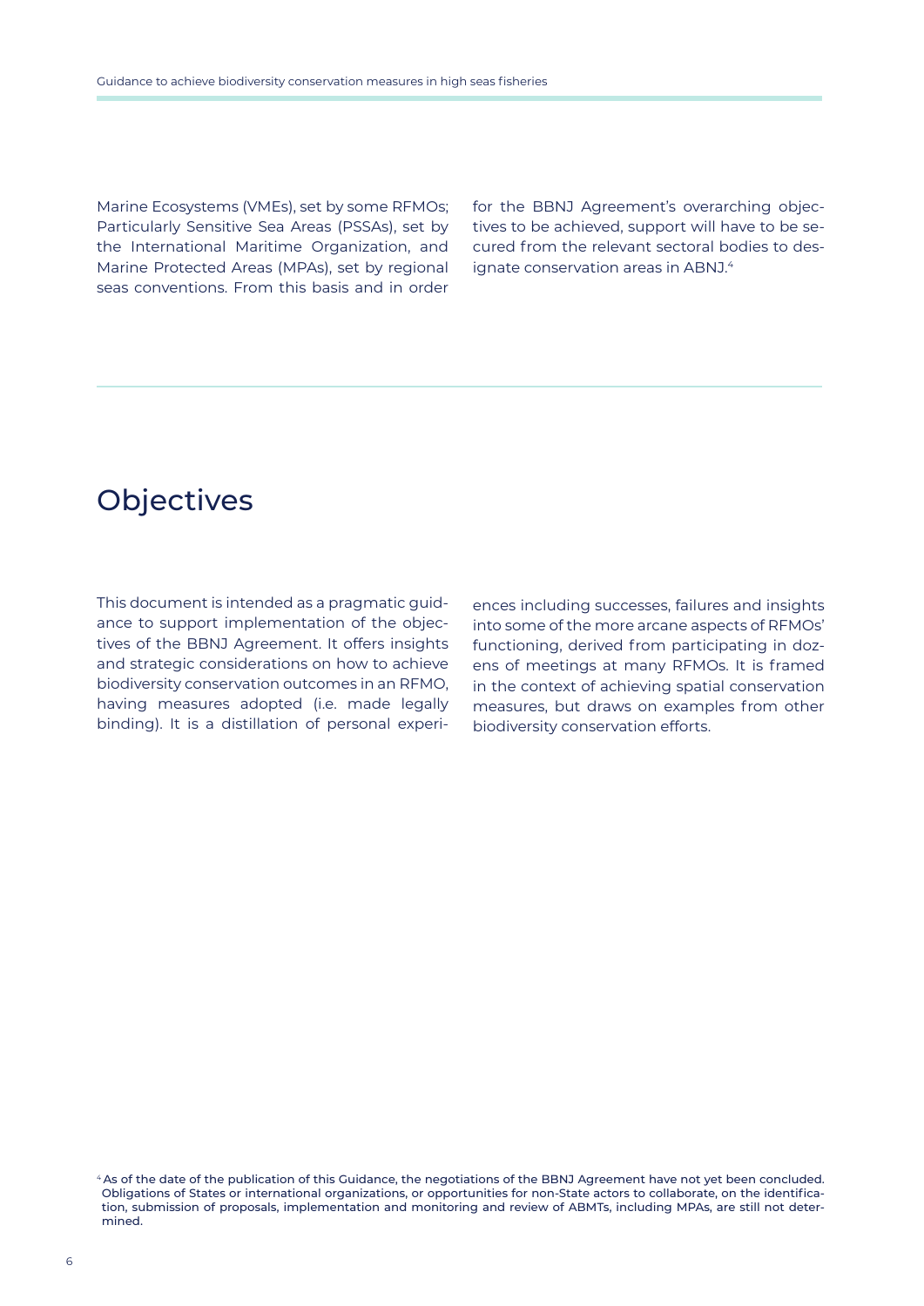Marine Ecosystems (VMEs), set by some RFMOs; Particularly Sensitive Sea Areas (PSSAs), set by the International Maritime Organization, and Marine Protected Areas (MPAs), set by regional seas conventions. From this basis and in order for the BBNJ Agreement's overarching objectives to be achieved, support will have to be secured from the relevant sectoral bodies to designate conservation areas in ABNJ.[4]

## Objectives

This document is intended as a pragmatic guidance to support implementation of the objectives of the BBNJ Agreement. It offers insights and strategic considerations on how to achieve biodiversity conservation outcomes in an RFMO, having measures adopted (i.e. made legally binding). It is a distillation of personal experiences including successes, failures and insights into some of the more arcane aspects of RFMOs' functioning, derived from participating in dozens of meetings at many RFMOs. It is framed in the context of achieving spatial conservation measures, but draws on examples from other biodiversity conservation efforts.

[4] As of the date of the publication of this Guidance, the negotiations of the BBNJ Agreement have not yet been concluded. Obligations of States or international organizations, or opportunities for non-State actors to collaborate, on the identification, submission of proposals, implementation and monitoring and review of ABMTs, including MPAs, are still not determined.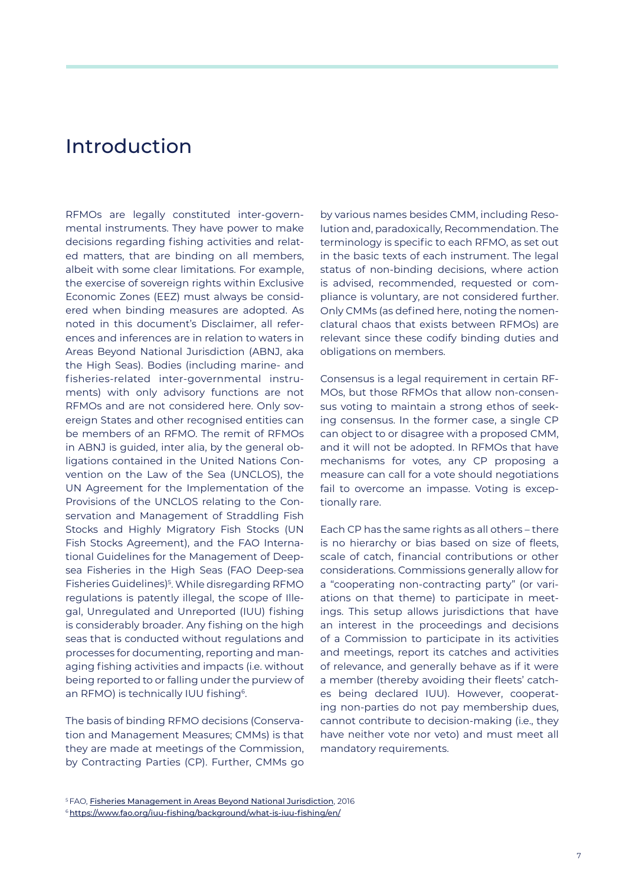# Introduction

RFMOs are legally constituted inter-governmental instruments. They have power to make decisions regarding fishing activities and related matters, that are binding on all members, albeit with some clear limitations. For example, the exercise of sovereign rights within Exclusive Economic Zones (EEZ) must always be considered when binding measures are adopted. As noted in this document's Disclaimer, all references and inferences are in relation to waters in Areas Beyond National Jurisdiction (ABNJ, aka the High Seas). Bodies (including marine- and fisheries-related inter-governmental instruments) with only advisory functions are not RFMOs and are not considered here. Only sovereign States and other recognised entities can be members of an RFMO. The remit of RFMOs in ABNJ is guided, inter alia, by the general obligations contained in the United Nations Convention on the Law of the Sea (UNCLOS), the UN Agreement for the Implementation of the Provisions of the UNCLOS relating to the Conservation and Management of Straddling Fish Stocks and Highly Migratory Fish Stocks (UN Fish Stocks Agreement), and the FAO International Guidelines for the Management of Deep-sea Fisheries in the High Seas (FAO Deep-sea Fisheries Guidelines)[5]. While disregarding RFMO regulations is patently illegal, the scope of Illegal, Unregulated and Unreported (IUU) fishing is considerably broader. Any fishing on the high seas that is conducted without regulations and processes for documenting, reporting and managing fishing activities and impacts (i.e. without being reported to or falling under the purview of an RFMO) is technically IUU fishing[6].

The basis of binding RFMO decisions (Conservation and Management Measures; CMMs) is that they are made at meetings of the Commission, by Contracting Parties (CP). Further, CMMs go by various names besides CMM, including Resolution and, paradoxically, Recommendation. The terminology is specific to each RFMO, as set out in the basic texts of each instrument. The legal status of non-binding decisions, where action is advised, recommended, requested or compliance is voluntary, are not considered further. Only CMMs (as defined here, noting the nomenclatural chaos that exists between RFMOs) are relevant since these codify binding duties and obligations on members.

Consensus is a legal requirement in certain RFMOs, but those RFMOs that allow non-consensus voting to maintain a strong ethos of seeking consensus. In the former case, a single CP can object to or disagree with a proposed CMM, and it will not be adopted. In RFMOs that have mechanisms for votes, any CP proposing a measure can call for a vote should negotiations fail to overcome an impasse. Voting is exceptionally rare.

Each CP has the same rights as all others – there is no hierarchy or bias based on size of fleets, scale of catch, financial contributions or other considerations. Commissions generally allow for a "cooperating non-contracting party" (or variations on that theme) to participate in meetings. This setup allows jurisdictions that have an interest in the proceedings and decisions of a Commission to participate in its activities and meetings, report its catches and activities of relevance, and generally behave as if it were a member (thereby avoiding their fleets' catches being declared IUU). However, cooperating non-parties do not pay membership dues, cannot contribute to decision-making (i.e., they have neither vote nor veto) and must meet all mandatory requirements.

[5] FAO, Fisheries Management in Areas Beyond National Jurisdiction, 2016

[6] https://www.fao.org/iuu-fishing/background/what-is-iuu-fishing/en/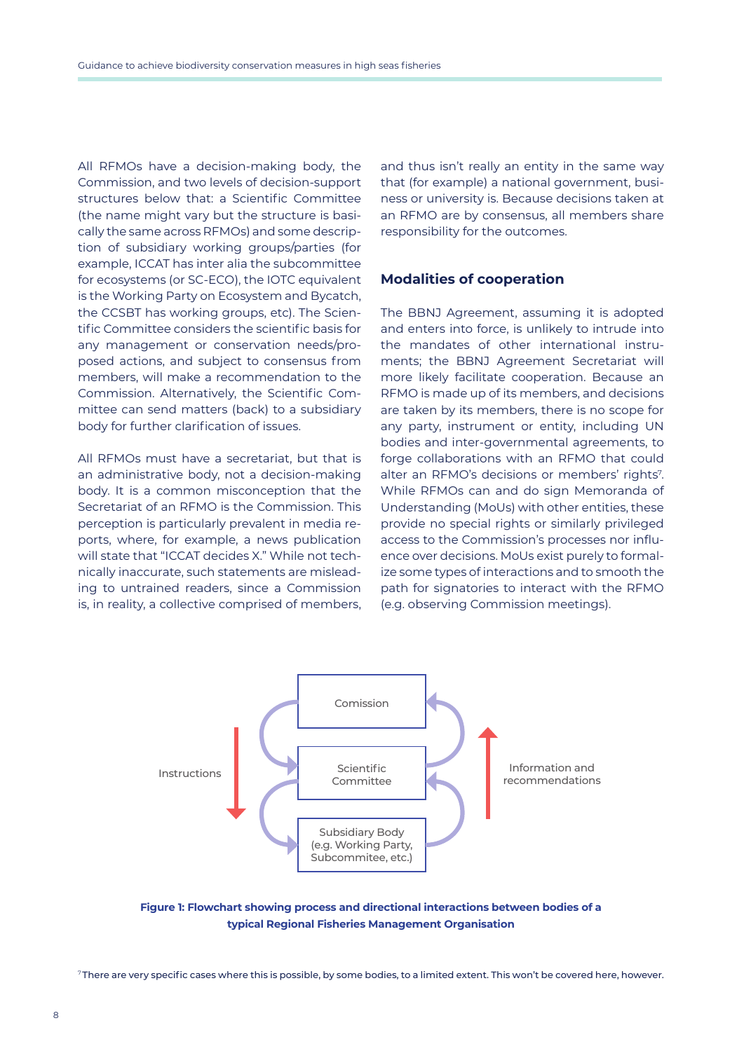All RFMOs have a decision-making body, the Commission, and two levels of decision-support structures below that: a Scientific Committee (the name might vary but the structure is basically the same across RFMOs) and some description of subsidiary working groups/parties (for example, ICCAT has inter alia the subcommittee for ecosystems (or SC-ECO), the IOTC equivalent is the Working Party on Ecosystem and Bycatch, the CCSBT has working groups, etc). The Scientific Committee considers the scientific basis for any management or conservation needs/proposed actions, and subject to consensus from members, will make a recommendation to the Commission. Alternatively, the Scientific Committee can send matters (back) to a subsidiary body for further clarification of issues.

All RFMOs must have a secretariat, but that is an administrative body, not a decision-making body. It is a common misconception that the Secretariat of an RFMO is the Commission. This perception is particularly prevalent in media reports, where, for example, a news publication will state that "ICCAT decides X." While not technically inaccurate, such statements are misleading to untrained readers, since a Commission is, in reality, a collective comprised of members, and thus isn't really an entity in the same way that (for example) a national government, business or university is. Because decisions taken at an RFMO are by consensus, all members share responsibility for the outcomes.

## Modalities of cooperation

The BBNJ Agreement, assuming it is adopted and enters into force, is unlikely to intrude into the mandates of other international instruments; the BBNJ Agreement Secretariat will more likely facilitate cooperation. Because an RFMO is made up of its members, and decisions are taken by its members, there is no scope for any party, instrument or entity, including UN bodies and inter-governmental agreements, to forge collaborations with an RFMO that could alter an RFMO's decisions or members' rights[7]. While RFMOs can and do sign Memoranda of Understanding (MoUs) with other entities, these provide no special rights or similarly privileged access to the Commission's processes nor influence over decisions. MoUs exist purely to formalize some types of interactions and to smooth the path for signatories to interact with the RFMO (e.g. observing Commission meetings).

Instructions

Comission

Scientific Committee

Subsidiary Body (e.g. Working Party, Subcommitee, etc.)

Information and recommendations

**Figure 1: Flowchart showing process and directional interactions between bodies of a typical Regional Fisheries Management Organisation**

[7] There are very specific cases where this is possible, by some bodies, to a limited extent. This won't be covered here, however.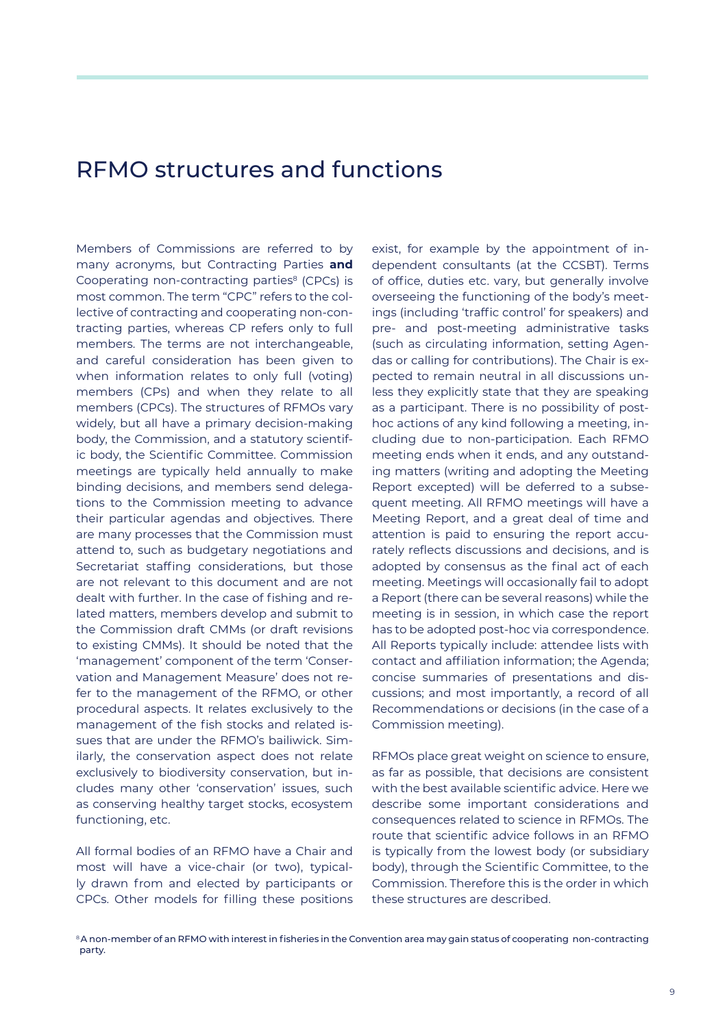# RFMO structures and functions

Members of Commissions are referred to by many acronyms, but Contracting Parties **and** Cooperating non-contracting parties[8] (CPCs) is most common. The term "CPC" refers to the collective of contracting and cooperating non-contracting parties, whereas CP refers only to full members. The terms are not interchangeable, and careful consideration has been given to when information relates to only full (voting) members (CPs) and when they relate to all members (CPCs). The structures of RFMOs vary widely, but all have a primary decision-making body, the Commission, and a statutory scientific body, the Scientific Committee. Commission meetings are typically held annually to make binding decisions, and members send delegations to the Commission meeting to advance their particular agendas and objectives. There are many processes that the Commission must attend to, such as budgetary negotiations and Secretariat staffing considerations, but those are not relevant to this document and are not dealt with further. In the case of fishing and related matters, members develop and submit to the Commission draft CMMs (or draft revisions to existing CMMs). It should be noted that the 'management' component of the term 'Conservation and Management Measure' does not refer to the management of the RFMO, or other procedural aspects. It relates exclusively to the management of the fish stocks and related issues that are under the RFMO's bailiwick. Similarly, the conservation aspect does not relate exclusively to biodiversity conservation, but includes many other 'conservation' issues, such as conserving healthy target stocks, ecosystem functioning, etc.

All formal bodies of an RFMO have a Chair and most will have a vice-chair (or two), typically drawn from and elected by participants or CPCs. Other models for filling these positions exist, for example by the appointment of independent consultants (at the CCSBT). Terms of office, duties etc. vary, but generally involve overseeing the functioning of the body's meetings (including 'traffic control' for speakers) and pre- and post-meeting administrative tasks (such as circulating information, setting Agendas or calling for contributions). The Chair is expected to remain neutral in all discussions unless they explicitly state that they are speaking as a participant. There is no possibility of post-hoc actions of any kind following a meeting, including due to non-participation. Each RFMO meeting ends when it ends, and any outstanding matters (writing and adopting the Meeting Report excepted) will be deferred to a subsequent meeting. All RFMO meetings will have a Meeting Report, and a great deal of time and attention is paid to ensuring the report accurately reflects discussions and decisions, and is adopted by consensus as the final act of each meeting. Meetings will occasionally fail to adopt a Report (there can be several reasons) while the meeting is in session, in which case the report has to be adopted post-hoc via correspondence. All Reports typically include: attendee lists with contact and affiliation information; the Agenda; concise summaries of presentations and discussions; and most importantly, a record of all Recommendations or decisions (in the case of a Commission meeting).

RFMOs place great weight on science to ensure, as far as possible, that decisions are consistent with the best available scientific advice. Here we describe some important considerations and consequences related to science in RFMOs. The route that scientific advice follows in an RFMO is typically from the lowest body (or subsidiary body), through the Scientific Committee, to the Commission. Therefore this is the order in which these structures are described.

[8] A non-member of an RFMO with interest in fisheries in the Convention area may gain status of cooperating non-contracting party.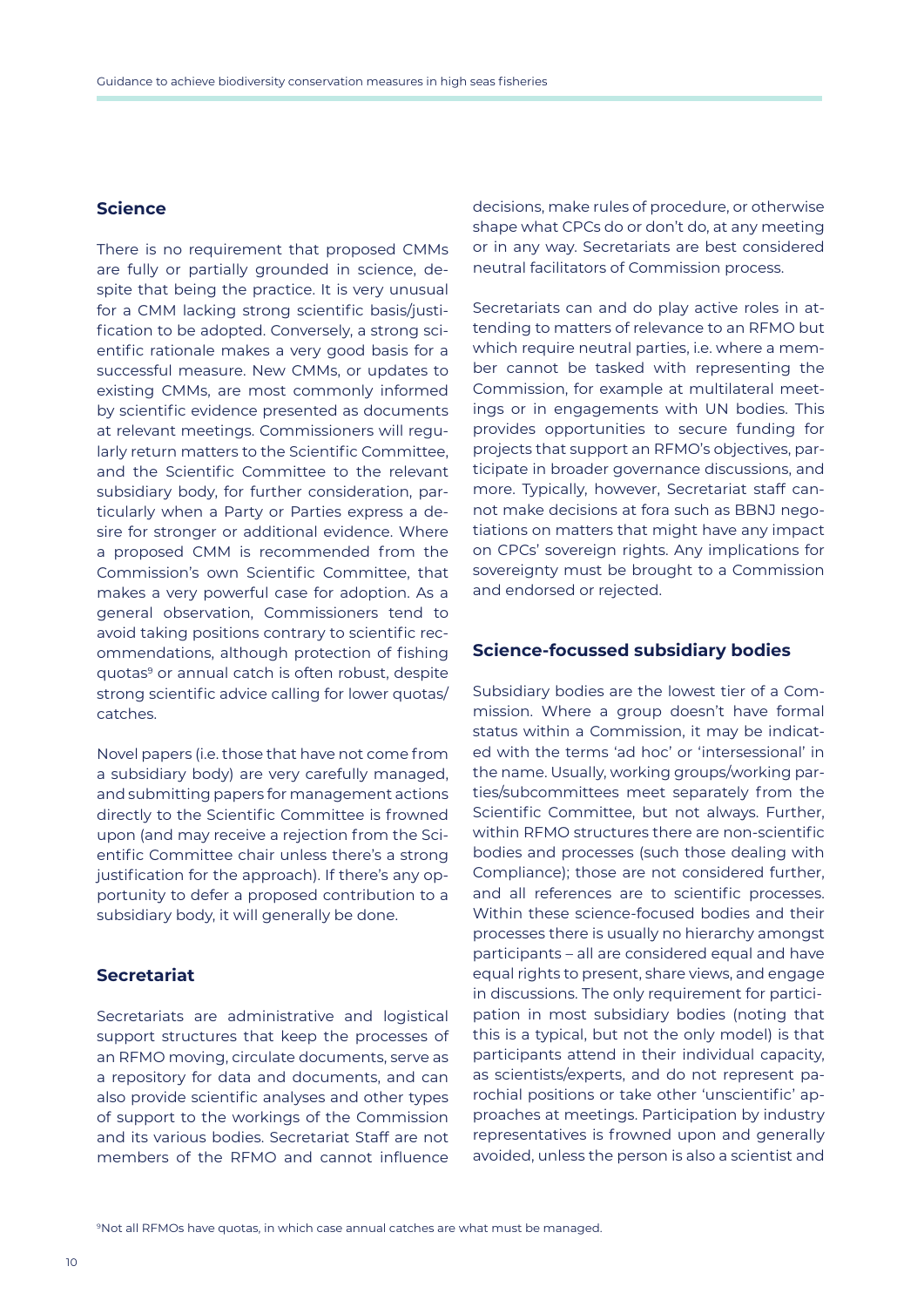## Science

There is no requirement that proposed CMMs are fully or partially grounded in science, despite that being the practice. It is very unusual for a CMM lacking strong scientific basis/justification to be adopted. Conversely, a strong scientific rationale makes a very good basis for a successful measure. New CMMs, or updates to existing CMMs, are most commonly informed by scientific evidence presented as documents at relevant meetings. Commissioners will regularly return matters to the Scientific Committee, and the Scientific Committee to the relevant subsidiary body, for further consideration, particularly when a Party or Parties express a desire for stronger or additional evidence. Where a proposed CMM is recommended from the Commission's own Scientific Committee, that makes a very powerful case for adoption. As a general observation, Commissioners tend to avoid taking positions contrary to scientific recommendations, although protection of fishing quotas[9] or annual catch is often robust, despite strong scientific advice calling for lower quotas/catches.

Novel papers (i.e. those that have not come from a subsidiary body) are very carefully managed, and submitting papers for management actions directly to the Scientific Committee is frowned upon (and may receive a rejection from the Scientific Committee chair unless there's a strong justification for the approach). If there's any opportunity to defer a proposed contribution to a subsidiary body, it will generally be done.

## Secretariat

Secretariats are administrative and logistical support structures that keep the processes of an RFMO moving, circulate documents, serve as a repository for data and documents, and can also provide scientific analyses and other types of support to the workings of the Commission and its various bodies. Secretariat Staff are not members of the RFMO and cannot influence decisions, make rules of procedure, or otherwise shape what CPCs do or don't do, at any meeting or in any way. Secretariats are best considered neutral facilitators of Commission process.

Secretariats can and do play active roles in attending to matters of relevance to an RFMO but which require neutral parties, i.e. where a member cannot be tasked with representing the Commission, for example at multilateral meetings or in engagements with UN bodies. This provides opportunities to secure funding for projects that support an RFMO's objectives, participate in broader governance discussions, and more. Typically, however, Secretariat staff cannot make decisions at fora such as BBNJ negotiations on matters that might have any impact on CPCs' sovereign rights. Any implications for sovereignty must be brought to a Commission and endorsed or rejected.

## Science-focussed subsidiary bodies

Subsidiary bodies are the lowest tier of a Commission. Where a group doesn't have formal status within a Commission, it may be indicated with the terms 'ad hoc' or 'intersessional' in the name. Usually, working groups/working parties/subcommittees meet separately from the Scientific Committee, but not always. Further, within RFMO structures there are non-scientific bodies and processes (such those dealing with Compliance); those are not considered further, and all references are to scientific processes. Within these science-focused bodies and their processes there is usually no hierarchy amongst participants – all are considered equal and have equal rights to present, share views, and engage in discussions. The only requirement for participation in most subsidiary bodies (noting that this is a typical, but not the only model) is that participants attend in their individual capacity, as scientists/experts, and do not represent parochial positions or take other 'unscientific' approaches at meetings. Participation by industry representatives is frowned upon and generally avoided, unless the person is also a scientist and

[9] Not all RFMOs have quotas, in which case annual catches are what must be managed.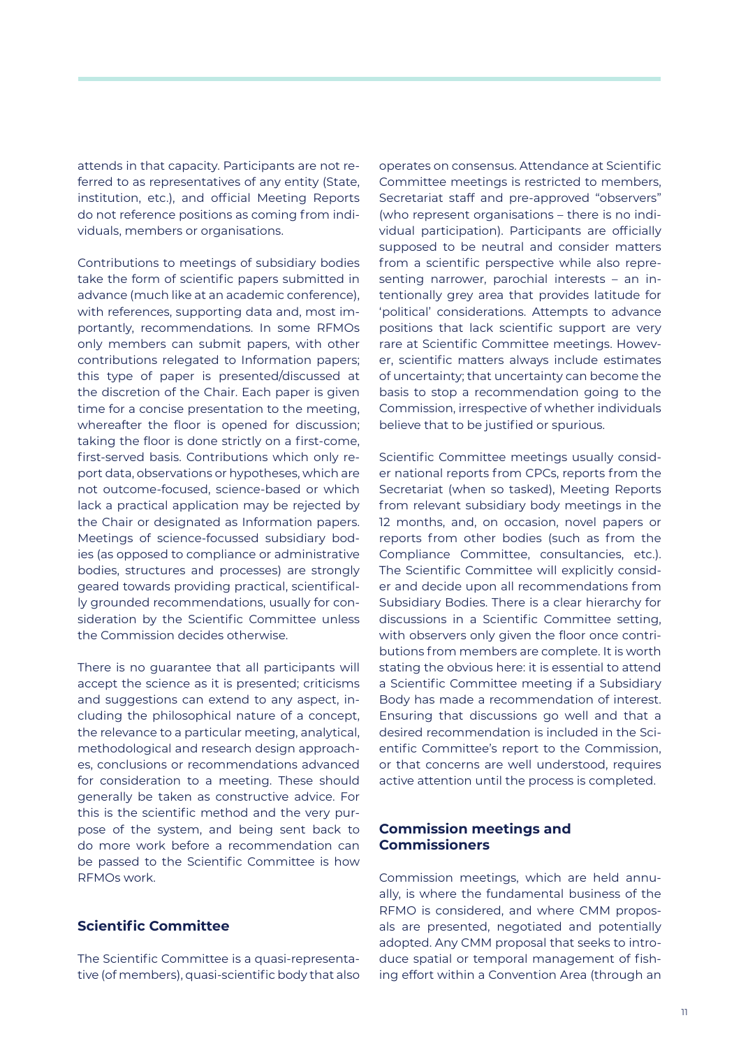attends in that capacity. Participants are not referred to as representatives of any entity (State, institution, etc.), and official Meeting Reports do not reference positions as coming from individuals, members or organisations.

Contributions to meetings of subsidiary bodies take the form of scientific papers submitted in advance (much like at an academic conference), with references, supporting data and, most importantly, recommendations. In some RFMOs only members can submit papers, with other contributions relegated to Information papers; this type of paper is presented/discussed at the discretion of the Chair. Each paper is given time for a concise presentation to the meeting, whereafter the floor is opened for discussion; taking the floor is done strictly on a first-come, first-served basis. Contributions which only report data, observations or hypotheses, which are not outcome-focused, science-based or which lack a practical application may be rejected by the Chair or designated as Information papers. Meetings of science-focussed subsidiary bodies (as opposed to compliance or administrative bodies, structures and processes) are strongly geared towards providing practical, scientifically grounded recommendations, usually for consideration by the Scientific Committee unless the Commission decides otherwise.

There is no guarantee that all participants will accept the science as it is presented; criticisms and suggestions can extend to any aspect, including the philosophical nature of a concept, the relevance to a particular meeting, analytical, methodological and research design approaches, conclusions or recommendations advanced for consideration to a meeting. These should generally be taken as constructive advice. For this is the scientific method and the very purpose of the system, and being sent back to do more work before a recommendation can be passed to the Scientific Committee is how RFMOs work.

## Scientific Committee

The Scientific Committee is a quasi-representative (of members), quasi-scientific body that also operates on consensus. Attendance at Scientific Committee meetings is restricted to members, Secretariat staff and pre-approved "observers" (who represent organisations – there is no individual participation). Participants are officially supposed to be neutral and consider matters from a scientific perspective while also representing narrower, parochial interests – an intentionally grey area that provides latitude for 'political' considerations. Attempts to advance positions that lack scientific support are very rare at Scientific Committee meetings. However, scientific matters always include estimates of uncertainty; that uncertainty can become the basis to stop a recommendation going to the Commission, irrespective of whether individuals believe that to be justified or spurious.

Scientific Committee meetings usually consider national reports from CPCs, reports from the Secretariat (when so tasked), Meeting Reports from relevant subsidiary body meetings in the 12 months, and, on occasion, novel papers or reports from other bodies (such as from the Compliance Committee, consultancies, etc.). The Scientific Committee will explicitly consider and decide upon all recommendations from Subsidiary Bodies. There is a clear hierarchy for discussions in a Scientific Committee setting, with observers only given the floor once contributions from members are complete. It is worth stating the obvious here: it is essential to attend a Scientific Committee meeting if a Subsidiary Body has made a recommendation of interest. Ensuring that discussions go well and that a desired recommendation is included in the Scientific Committee's report to the Commission, or that concerns are well understood, requires active attention until the process is completed.

## Commission meetings and Commissioners

Commission meetings, which are held annually, is where the fundamental business of the RFMO is considered, and where CMM proposals are presented, negotiated and potentially adopted. Any CMM proposal that seeks to introduce spatial or temporal management of fishing effort within a Convention Area (through an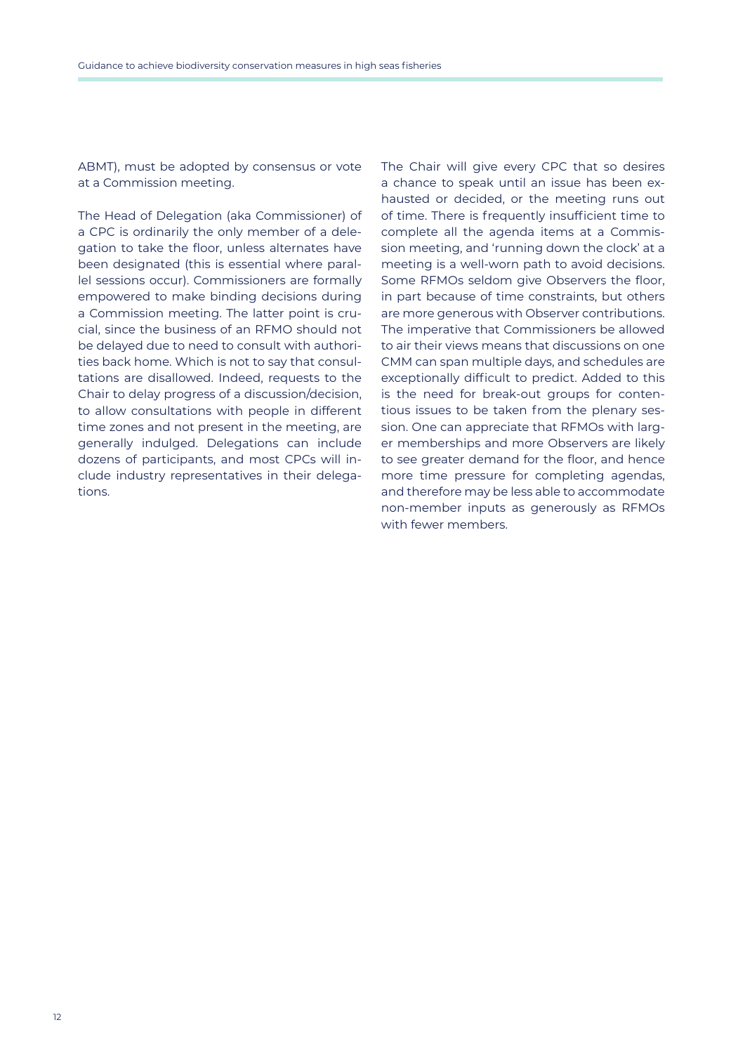ABMT), must be adopted by consensus or vote at a Commission meeting.

The Head of Delegation (aka Commissioner) of a CPC is ordinarily the only member of a delegation to take the floor, unless alternates have been designated (this is essential where parallel sessions occur). Commissioners are formally empowered to make binding decisions during a Commission meeting. The latter point is crucial, since the business of an RFMO should not be delayed due to need to consult with authorities back home. Which is not to say that consultations are disallowed. Indeed, requests to the Chair to delay progress of a discussion/decision, to allow consultations with people in different time zones and not present in the meeting, are generally indulged. Delegations can include dozens of participants, and most CPCs will include industry representatives in their delegations.

The Chair will give every CPC that so desires a chance to speak until an issue has been exhausted or decided, or the meeting runs out of time. There is frequently insufficient time to complete all the agenda items at a Commission meeting, and 'running down the clock' at a meeting is a well-worn path to avoid decisions. Some RFMOs seldom give Observers the floor, in part because of time constraints, but others are more generous with Observer contributions. The imperative that Commissioners be allowed to air their views means that discussions on one CMM can span multiple days, and schedules are exceptionally difficult to predict. Added to this is the need for break-out groups for contentious issues to be taken from the plenary session. One can appreciate that RFMOs with larger memberships and more Observers are likely to see greater demand for the floor, and hence more time pressure for completing agendas, and therefore may be less able to accommodate non-member inputs as generously as RFMOs with fewer members.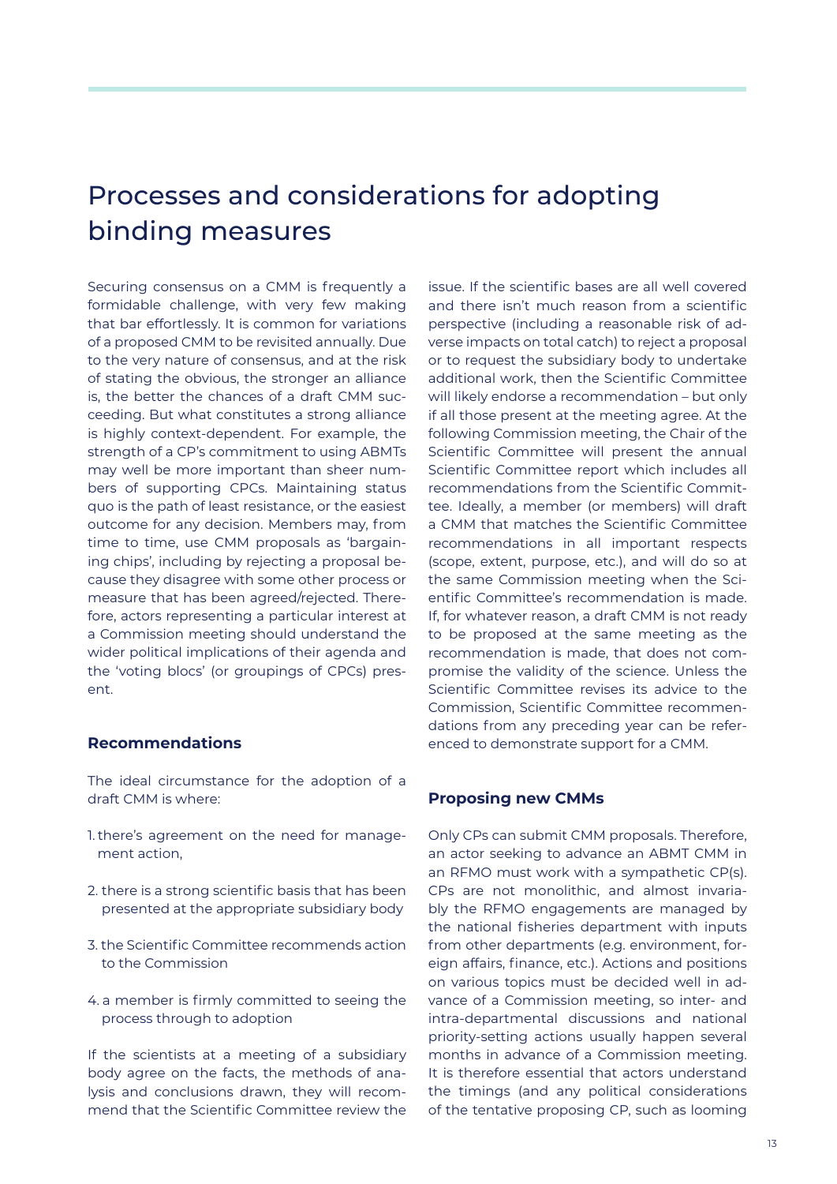# Processes and considerations for adopting binding measures

Securing consensus on a CMM is frequently a formidable challenge, with very few making that bar effortlessly. It is common for variations of a proposed CMM to be revisited annually. Due to the very nature of consensus, and at the risk of stating the obvious, the stronger an alliance is, the better the chances of a draft CMM succeeding. But what constitutes a strong alliance is highly context-dependent. For example, the strength of a CP's commitment to using ABMTs may well be more important than sheer numbers of supporting CPCs. Maintaining status quo is the path of least resistance, or the easiest outcome for any decision. Members may, from time to time, use CMM proposals as 'bargaining chips', including by rejecting a proposal because they disagree with some other process or measure that has been agreed/rejected. Therefore, actors representing a particular interest at a Commission meeting should understand the wider political implications of their agenda and the 'voting blocs' (or groupings of CPCs) present.

### Recommendations

The ideal circumstance for the adoption of a draft CMM is where:

1. there's agreement on the need for management action,
2. there is a strong scientific basis that has been presented at the appropriate subsidiary body
3. the Scientific Committee recommends action to the Commission
4. a member is firmly committed to seeing the process through to adoption

If the scientists at a meeting of a subsidiary body agree on the facts, the methods of analysis and conclusions drawn, they will recommend that the Scientific Committee review the issue. If the scientific bases are all well covered and there isn't much reason from a scientific perspective (including a reasonable risk of adverse impacts on total catch) to reject a proposal or to request the subsidiary body to undertake additional work, then the Scientific Committee will likely endorse a recommendation – but only if all those present at the meeting agree. At the following Commission meeting, the Chair of the Scientific Committee will present the annual Scientific Committee report which includes all recommendations from the Scientific Committee. Ideally, a member (or members) will draft a CMM that matches the Scientific Committee recommendations in all important respects (scope, extent, purpose, etc.), and will do so at the same Commission meeting when the Scientific Committee's recommendation is made. If, for whatever reason, a draft CMM is not ready to be proposed at the same meeting as the recommendation is made, that does not compromise the validity of the science. Unless the Scientific Committee revises its advice to the Commission, Scientific Committee recommendations from any preceding year can be referenced to demonstrate support for a CMM.

### Proposing new CMMs

Only CPs can submit CMM proposals. Therefore, an actor seeking to advance an ABMT CMM in an RFMO must work with a sympathetic CP(s). CPs are not monolithic, and almost invariably the RFMO engagements are managed by the national fisheries department with inputs from other departments (e.g. environment, foreign affairs, finance, etc.). Actions and positions on various topics must be decided well in advance of a Commission meeting, so inter- and intra-departmental discussions and national priority-setting actions usually happen several months in advance of a Commission meeting. It is therefore essential that actors understand the timings (and any political considerations of the tentative proposing CP, such as looming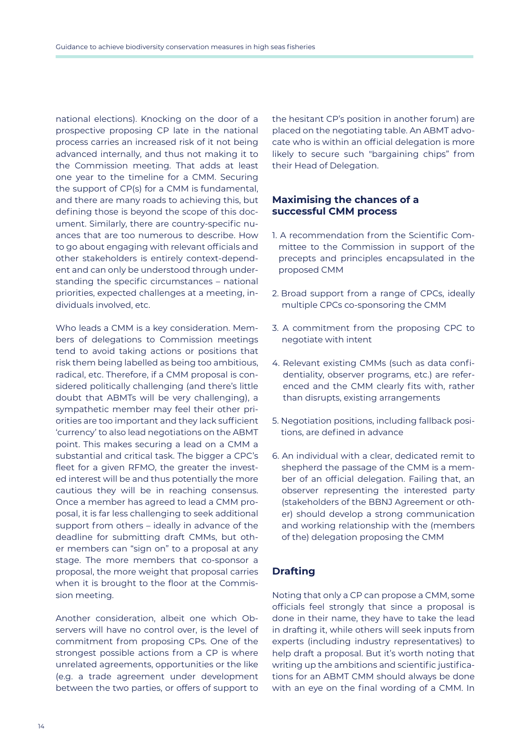national elections). Knocking on the door of a prospective proposing CP late in the national process carries an increased risk of it not being advanced internally, and thus not making it to the Commission meeting. That adds at least one year to the timeline for a CMM. Securing the support of CP(s) for a CMM is fundamental, and there are many roads to achieving this, but defining those is beyond the scope of this document. Similarly, there are country-specific nuances that are too numerous to describe. How to go about engaging with relevant officials and other stakeholders is entirely context-dependent and can only be understood through understanding the specific circumstances – national priorities, expected challenges at a meeting, individuals involved, etc.

Who leads a CMM is a key consideration. Members of delegations to Commission meetings tend to avoid taking actions or positions that risk them being labelled as being too ambitious, radical, etc. Therefore, if a CMM proposal is considered politically challenging (and there's little doubt that ABMTs will be very challenging), a sympathetic member may feel their other priorities are too important and they lack sufficient 'currency' to also lead negotiations on the ABMT point. This makes securing a lead on a CMM a substantial and critical task. The bigger a CPC's fleet for a given RFMO, the greater the invested interest will be and thus potentially the more cautious they will be in reaching consensus. Once a member has agreed to lead a CMM proposal, it is far less challenging to seek additional support from others – ideally in advance of the deadline for submitting draft CMMs, but other members can "sign on" to a proposal at any stage. The more members that co-sponsor a proposal, the more weight that proposal carries when it is brought to the floor at the Commission meeting.

Another consideration, albeit one which Observers will have no control over, is the level of commitment from proposing CPs. One of the strongest possible actions from a CP is where unrelated agreements, opportunities or the like (e.g. a trade agreement under development between the two parties, or offers of support to the hesitant CP's position in another forum) are placed on the negotiating table. An ABMT advocate who is within an official delegation is more likely to secure such "bargaining chips" from their Head of Delegation.

## Maximising the chances of a successful CMM process

1. A recommendation from the Scientific Committee to the Commission in support of the precepts and principles encapsulated in the proposed CMM

2. Broad support from a range of CPCs, ideally multiple CPCs co-sponsoring the CMM

3. A commitment from the proposing CPC to negotiate with intent

4. Relevant existing CMMs (such as data confidentiality, observer programs, etc.) are referenced and the CMM clearly fits with, rather than disrupts, existing arrangements

5. Negotiation positions, including fallback positions, are defined in advance

6. An individual with a clear, dedicated remit to shepherd the passage of the CMM is a member of an official delegation. Failing that, an observer representing the interested party (stakeholders of the BBNJ Agreement or other) should develop a strong communication and working relationship with the (members of the) delegation proposing the CMM

## Drafting

Noting that only a CP can propose a CMM, some officials feel strongly that since a proposal is done in their name, they have to take the lead in drafting it, while others will seek inputs from experts (including industry representatives) to help draft a proposal. But it's worth noting that writing up the ambitions and scientific justifications for an ABMT CMM should always be done with an eye on the final wording of a CMM. In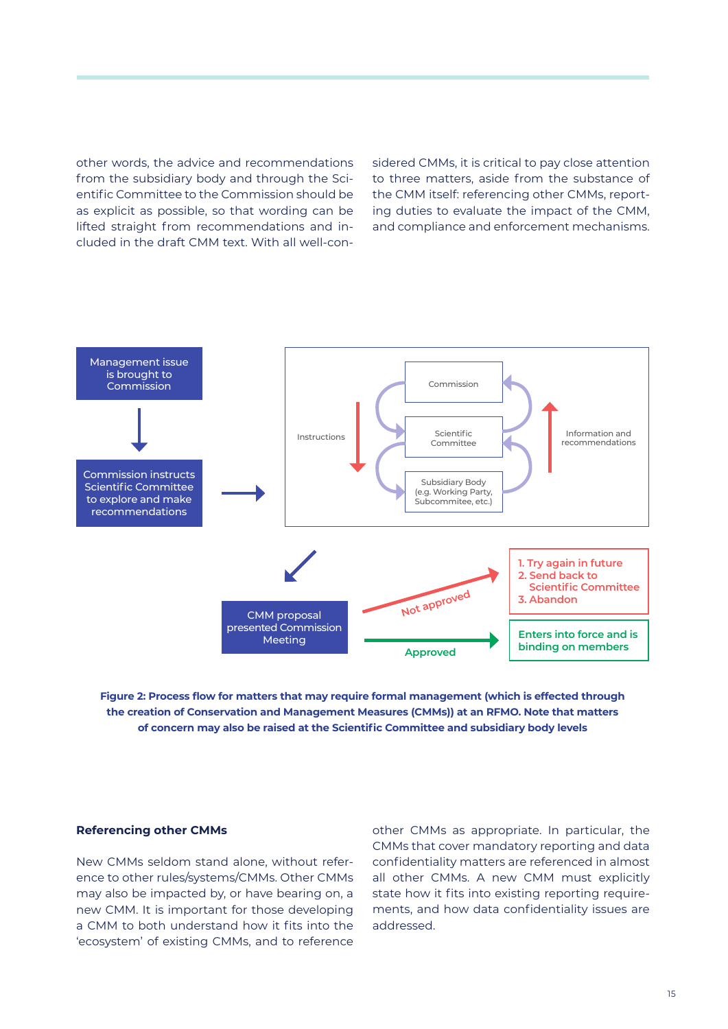other words, the advice and recommendations from the subsidiary body and through the Scientific Committee to the Commission should be as explicit as possible, so that wording can be lifted straight from recommendations and included in the draft CMM text. With all well-considered CMMs, it is critical to pay close attention to three matters, aside from the substance of the CMM itself: referencing other CMMs, reporting duties to evaluate the impact of the CMM, and compliance and enforcement mechanisms.

Management issue is brought to Commission

Commission instructs Scientific Committee to explore and make recommendations

Instructions

Commission

Scientific Committee

Subsidiary Body (e.g. Working Party, Subcommitee, etc.)

Information and recommendations

CMM proposal presented Commission Meeting

Not approved

1. Try again in future
2. Send back to Scientific Committee
3. Abandon

Approved

Enters into force and is binding on members

**Figure 2: Process flow for matters that may require formal management (which is effected through the creation of Conservation and Management Measures (CMMs)) at an RFMO. Note that matters of concern may also be raised at the Scientific Committee and subsidiary body levels**

### Referencing other CMMs

New CMMs seldom stand alone, without reference to other rules/systems/CMMs. Other CMMs may also be impacted by, or have bearing on, a new CMM. It is important for those developing a CMM to both understand how it fits into the 'ecosystem' of existing CMMs, and to reference other CMMs as appropriate. In particular, the CMMs that cover mandatory reporting and data confidentiality matters are referenced in almost all other CMMs. A new CMM must explicitly state how it fits into existing reporting requirements, and how data confidentiality issues are addressed.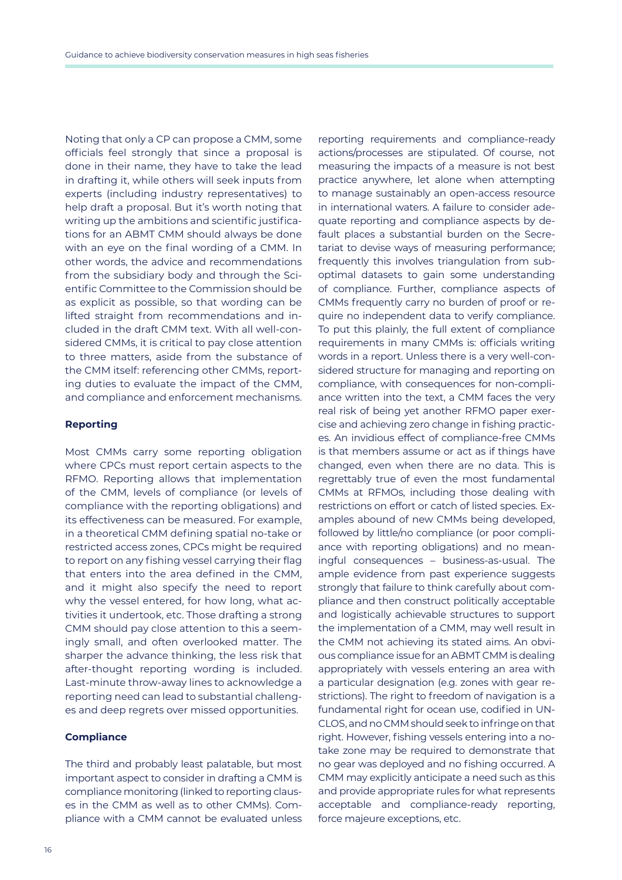Noting that only a CP can propose a CMM, some officials feel strongly that since a proposal is done in their name, they have to take the lead in drafting it, while others will seek inputs from experts (including industry representatives) to help draft a proposal. But it's worth noting that writing up the ambitions and scientific justifications for an ABMT CMM should always be done with an eye on the final wording of a CMM. In other words, the advice and recommendations from the subsidiary body and through the Scientific Committee to the Commission should be as explicit as possible, so that wording can be lifted straight from recommendations and included in the draft CMM text. With all well-considered CMMs, it is critical to pay close attention to three matters, aside from the substance of the CMM itself: referencing other CMMs, reporting duties to evaluate the impact of the CMM, and compliance and enforcement mechanisms.

**Reporting**

Most CMMs carry some reporting obligation where CPCs must report certain aspects to the RFMO. Reporting allows that implementation of the CMM, levels of compliance (or levels of compliance with the reporting obligations) and its effectiveness can be measured. For example, in a theoretical CMM defining spatial no-take or restricted access zones, CPCs might be required to report on any fishing vessel carrying their flag that enters into the area defined in the CMM, and it might also specify the need to report why the vessel entered, for how long, what activities it undertook, etc. Those drafting a strong CMM should pay close attention to this a seemingly small, and often overlooked matter. The sharper the advance thinking, the less risk that after-thought reporting wording is included. Last-minute throw-away lines to acknowledge a reporting need can lead to substantial challenges and deep regrets over missed opportunities.

**Compliance**

The third and probably least palatable, but most important aspect to consider in drafting a CMM is compliance monitoring (linked to reporting clauses in the CMM as well as to other CMMs). Compliance with a CMM cannot be evaluated unless reporting requirements and compliance-ready actions/processes are stipulated. Of course, not measuring the impacts of a measure is not best practice anywhere, let alone when attempting to manage sustainably an open-access resource in international waters. A failure to consider adequate reporting and compliance aspects by default places a substantial burden on the Secretariat to devise ways of measuring performance; frequently this involves triangulation from suboptimal datasets to gain some understanding of compliance. Further, compliance aspects of CMMs frequently carry no burden of proof or require no independent data to verify compliance. To put this plainly, the full extent of compliance requirements in many CMMs is: officials writing words in a report. Unless there is a very well-considered structure for managing and reporting on compliance, with consequences for non-compliance written into the text, a CMM faces the very real risk of being yet another RFMO paper exercise and achieving zero change in fishing practices. An invidious effect of compliance-free CMMs is that members assume or act as if things have changed, even when there are no data. This is regrettably true of even the most fundamental CMMs at RFMOs, including those dealing with restrictions on effort or catch of listed species. Examples abound of new CMMs being developed, followed by little/no compliance (or poor compliance with reporting obligations) and no meaningful consequences – business-as-usual. The ample evidence from past experience suggests strongly that failure to think carefully about compliance and then construct politically acceptable and logistically achievable structures to support the implementation of a CMM, may well result in the CMM not achieving its stated aims. An obvious compliance issue for an ABMT CMM is dealing appropriately with vessels entering an area with a particular designation (e.g. zones with gear restrictions). The right to freedom of navigation is a fundamental right for ocean use, codified in UNCLOS, and no CMM should seek to infringe on that right. However, fishing vessels entering into a no-take zone may be required to demonstrate that no gear was deployed and no fishing occurred. A CMM may explicitly anticipate a need such as this and provide appropriate rules for what represents acceptable and compliance-ready reporting, force majeure exceptions, etc.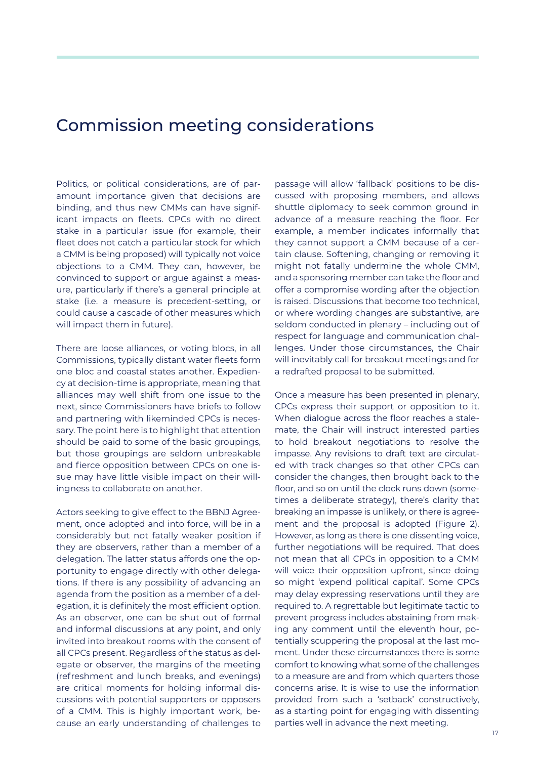# Commission meeting considerations

Politics, or political considerations, are of paramount importance given that decisions are binding, and thus new CMMs can have significant impacts on fleets. CPCs with no direct stake in a particular issue (for example, their fleet does not catch a particular stock for which a CMM is being proposed) will typically not voice objections to a CMM. They can, however, be convinced to support or argue against a measure, particularly if there's a general principle at stake (i.e. a measure is precedent-setting, or could cause a cascade of other measures which will impact them in future).

There are loose alliances, or voting blocs, in all Commissions, typically distant water fleets form one bloc and coastal states another. Expediency at decision-time is appropriate, meaning that alliances may well shift from one issue to the next, since Commissioners have briefs to follow and partnering with likeminded CPCs is necessary. The point here is to highlight that attention should be paid to some of the basic groupings, but those groupings are seldom unbreakable and fierce opposition between CPCs on one issue may have little visible impact on their willingness to collaborate on another.

Actors seeking to give effect to the BBNJ Agreement, once adopted and into force, will be in a considerably but not fatally weaker position if they are observers, rather than a member of a delegation. The latter status affords one the opportunity to engage directly with other delegations. If there is any possibility of advancing an agenda from the position as a member of a delegation, it is definitely the most efficient option. As an observer, one can be shut out of formal and informal discussions at any point, and only invited into breakout rooms with the consent of all CPCs present. Regardless of the status as delegate or observer, the margins of the meeting (refreshment and lunch breaks, and evenings) are critical moments for holding informal discussions with potential supporters or opposers of a CMM. This is highly important work, because an early understanding of challenges to passage will allow 'fallback' positions to be discussed with proposing members, and allows shuttle diplomacy to seek common ground in advance of a measure reaching the floor. For example, a member indicates informally that they cannot support a CMM because of a certain clause. Softening, changing or removing it might not fatally undermine the whole CMM, and a sponsoring member can take the floor and offer a compromise wording after the objection is raised. Discussions that become too technical, or where wording changes are substantive, are seldom conducted in plenary – including out of respect for language and communication challenges. Under those circumstances, the Chair will inevitably call for breakout meetings and for a redrafted proposal to be submitted.

Once a measure has been presented in plenary, CPCs express their support or opposition to it. When dialogue across the floor reaches a stalemate, the Chair will instruct interested parties to hold breakout negotiations to resolve the impasse. Any revisions to draft text are circulated with track changes so that other CPCs can consider the changes, then brought back to the floor, and so on until the clock runs down (sometimes a deliberate strategy), there's clarity that breaking an impasse is unlikely, or there is agreement and the proposal is adopted (Figure 2). However, as long as there is one dissenting voice, further negotiations will be required. That does not mean that all CPCs in opposition to a CMM will voice their opposition upfront, since doing so might 'expend political capital'. Some CPCs may delay expressing reservations until they are required to. A regrettable but legitimate tactic to prevent progress includes abstaining from making any comment until the eleventh hour, potentially scuppering the proposal at the last moment. Under these circumstances there is some comfort to knowing what some of the challenges to a measure are and from which quarters those concerns arise. It is wise to use the information provided from such a 'setback' constructively, as a starting point for engaging with dissenting parties well in advance the next meeting.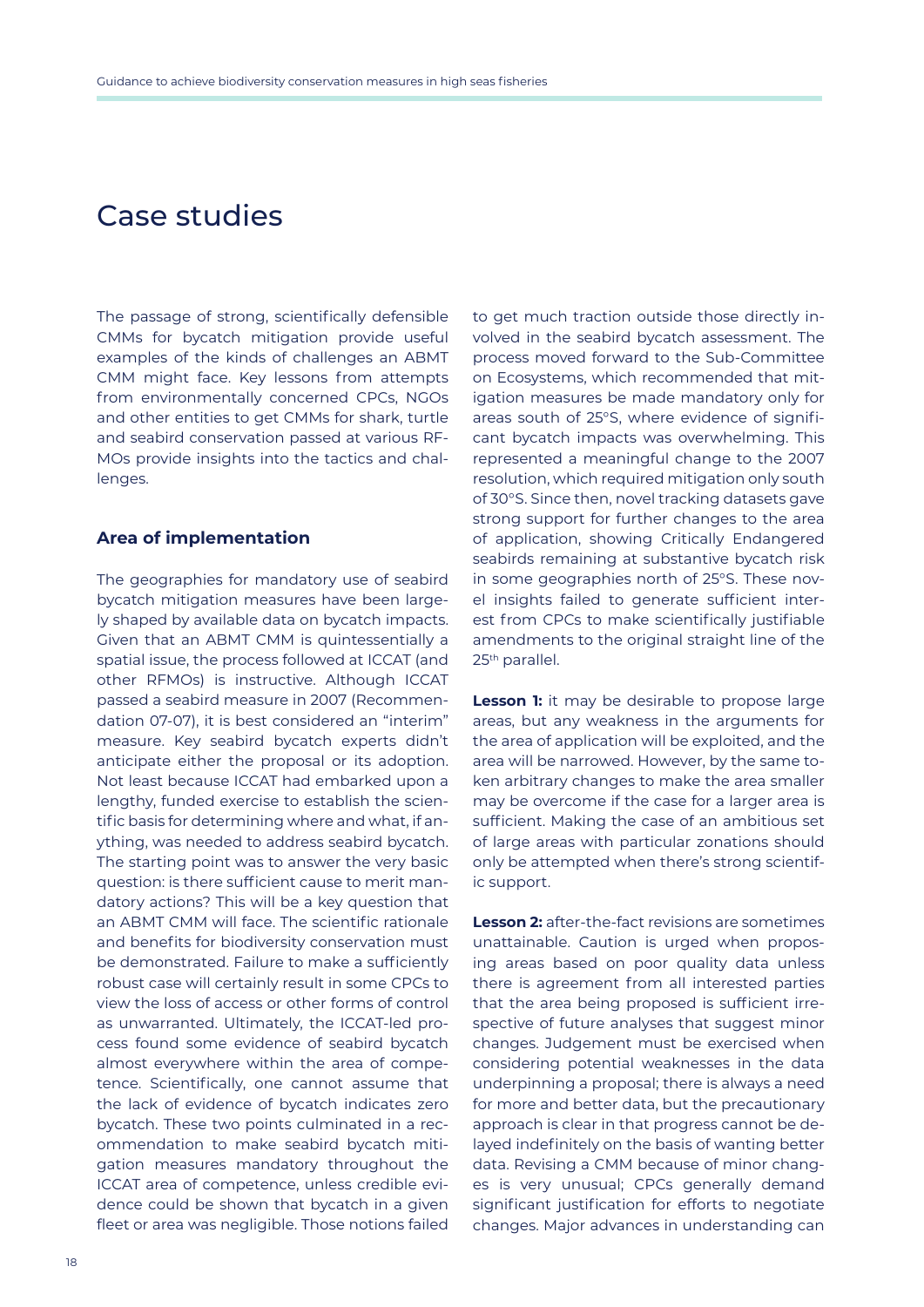# Case studies

The passage of strong, scientifically defensible CMMs for bycatch mitigation provide useful examples of the kinds of challenges an ABMT CMM might face. Key lessons from attempts from environmentally concerned CPCs, NGOs and other entities to get CMMs for shark, turtle and seabird conservation passed at various RFMOs provide insights into the tactics and challenges.

### Area of implementation

The geographies for mandatory use of seabird bycatch mitigation measures have been largely shaped by available data on bycatch impacts. Given that an ABMT CMM is quintessentially a spatial issue, the process followed at ICCAT (and other RFMOs) is instructive. Although ICCAT passed a seabird measure in 2007 (Recommendation 07-07), it is best considered an "interim" measure. Key seabird bycatch experts didn't anticipate either the proposal or its adoption. Not least because ICCAT had embarked upon a lengthy, funded exercise to establish the scientific basis for determining where and what, if anything, was needed to address seabird bycatch. The starting point was to answer the very basic question: is there sufficient cause to merit mandatory actions? This will be a key question that an ABMT CMM will face. The scientific rationale and benefits for biodiversity conservation must be demonstrated. Failure to make a sufficiently robust case will certainly result in some CPCs to view the loss of access or other forms of control as unwarranted. Ultimately, the ICCAT-led process found some evidence of seabird bycatch almost everywhere within the area of competence. Scientifically, one cannot assume that the lack of evidence of bycatch indicates zero bycatch. These two points culminated in a recommendation to make seabird bycatch mitigation measures mandatory throughout the ICCAT area of competence, unless credible evidence could be shown that bycatch in a given fleet or area was negligible. Those notions failed to get much traction outside those directly involved in the seabird bycatch assessment. The process moved forward to the Sub-Committee on Ecosystems, which recommended that mitigation measures be made mandatory only for areas south of 25°S, where evidence of significant bycatch impacts was overwhelming. This represented a meaningful change to the 2007 resolution, which required mitigation only south of 30°S. Since then, novel tracking datasets gave strong support for further changes to the area of application, showing Critically Endangered seabirds remaining at substantive bycatch risk in some geographies north of 25°S. These novel insights failed to generate sufficient interest from CPCs to make scientifically justifiable amendments to the original straight line of the 25th parallel.

**Lesson 1:** it may be desirable to propose large areas, but any weakness in the arguments for the area of application will be exploited, and the area will be narrowed. However, by the same token arbitrary changes to make the area smaller may be overcome if the case for a larger area is sufficient. Making the case of an ambitious set of large areas with particular zonations should only be attempted when there's strong scientific support.

**Lesson 2:** after-the-fact revisions are sometimes unattainable. Caution is urged when proposing areas based on poor quality data unless there is agreement from all interested parties that the area being proposed is sufficient irrespective of future analyses that suggest minor changes. Judgement must be exercised when considering potential weaknesses in the data underpinning a proposal; there is always a need for more and better data, but the precautionary approach is clear in that progress cannot be delayed indefinitely on the basis of wanting better data. Revising a CMM because of minor changes is very unusual; CPCs generally demand significant justification for efforts to negotiate changes. Major advances in understanding can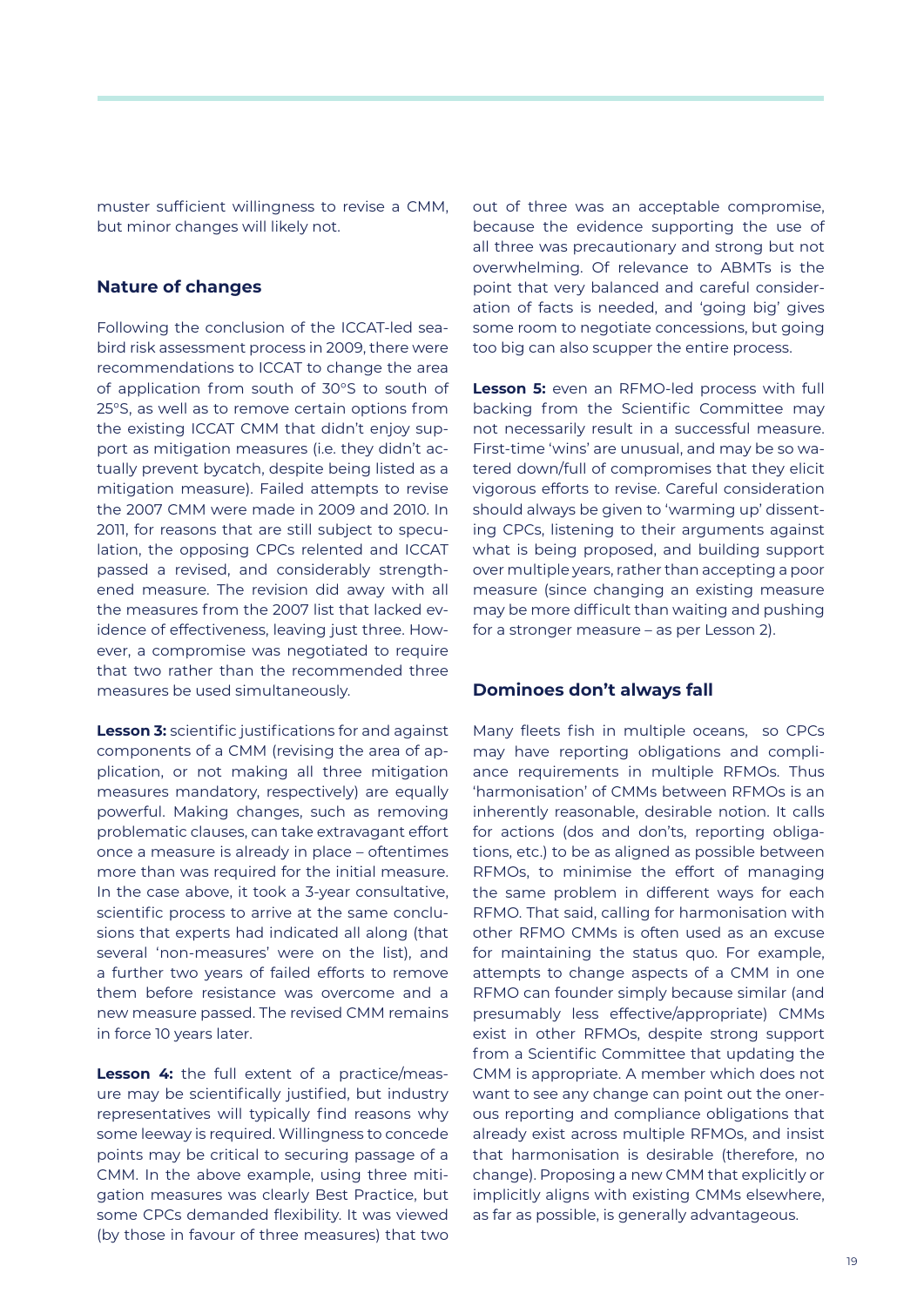muster sufficient willingness to revise a CMM, but minor changes will likely not.

### Nature of changes

Following the conclusion of the ICCAT-led seabird risk assessment process in 2009, there were recommendations to ICCAT to change the area of application from south of 30°S to south of 25°S, as well as to remove certain options from the existing ICCAT CMM that didn't enjoy support as mitigation measures (i.e. they didn't actually prevent bycatch, despite being listed as a mitigation measure). Failed attempts to revise the 2007 CMM were made in 2009 and 2010. In 2011, for reasons that are still subject to speculation, the opposing CPCs relented and ICCAT passed a revised, and considerably strengthened measure. The revision did away with all the measures from the 2007 list that lacked evidence of effectiveness, leaving just three. However, a compromise was negotiated to require that two rather than the recommended three measures be used simultaneously.

**Lesson 3:** scientific justifications for and against components of a CMM (revising the area of application, or not making all three mitigation measures mandatory, respectively) are equally powerful. Making changes, such as removing problematic clauses, can take extravagant effort once a measure is already in place – oftentimes more than was required for the initial measure. In the case above, it took a 3-year consultative, scientific process to arrive at the same conclusions that experts had indicated all along (that several 'non-measures' were on the list), and a further two years of failed efforts to remove them before resistance was overcome and a new measure passed. The revised CMM remains in force 10 years later.

**Lesson 4:** the full extent of a practice/measure may be scientifically justified, but industry representatives will typically find reasons why some leeway is required. Willingness to concede points may be critical to securing passage of a CMM. In the above example, using three mitigation measures was clearly Best Practice, but some CPCs demanded flexibility. It was viewed (by those in favour of three measures) that two out of three was an acceptable compromise, because the evidence supporting the use of all three was precautionary and strong but not overwhelming. Of relevance to ABMTs is the point that very balanced and careful consideration of facts is needed, and 'going big' gives some room to negotiate concessions, but going too big can also scupper the entire process.

**Lesson 5:** even an RFMO-led process with full backing from the Scientific Committee may not necessarily result in a successful measure. First-time 'wins' are unusual, and may be so watered down/full of compromises that they elicit vigorous efforts to revise. Careful consideration should always be given to 'warming up' dissenting CPCs, listening to their arguments against what is being proposed, and building support over multiple years, rather than accepting a poor measure (since changing an existing measure may be more difficult than waiting and pushing for a stronger measure – as per Lesson 2).

### Dominoes don't always fall

Many fleets fish in multiple oceans, so CPCs may have reporting obligations and compliance requirements in multiple RFMOs. Thus 'harmonisation' of CMMs between RFMOs is an inherently reasonable, desirable notion. It calls for actions (dos and don'ts, reporting obligations, etc.) to be as aligned as possible between RFMOs, to minimise the effort of managing the same problem in different ways for each RFMO. That said, calling for harmonisation with other RFMO CMMs is often used as an excuse for maintaining the status quo. For example, attempts to change aspects of a CMM in one RFMO can founder simply because similar (and presumably less effective/appropriate) CMMs exist in other RFMOs, despite strong support from a Scientific Committee that updating the CMM is appropriate. A member which does not want to see any change can point out the onerous reporting and compliance obligations that already exist across multiple RFMOs, and insist that harmonisation is desirable (therefore, no change). Proposing a new CMM that explicitly or implicitly aligns with existing CMMs elsewhere, as far as possible, is generally advantageous.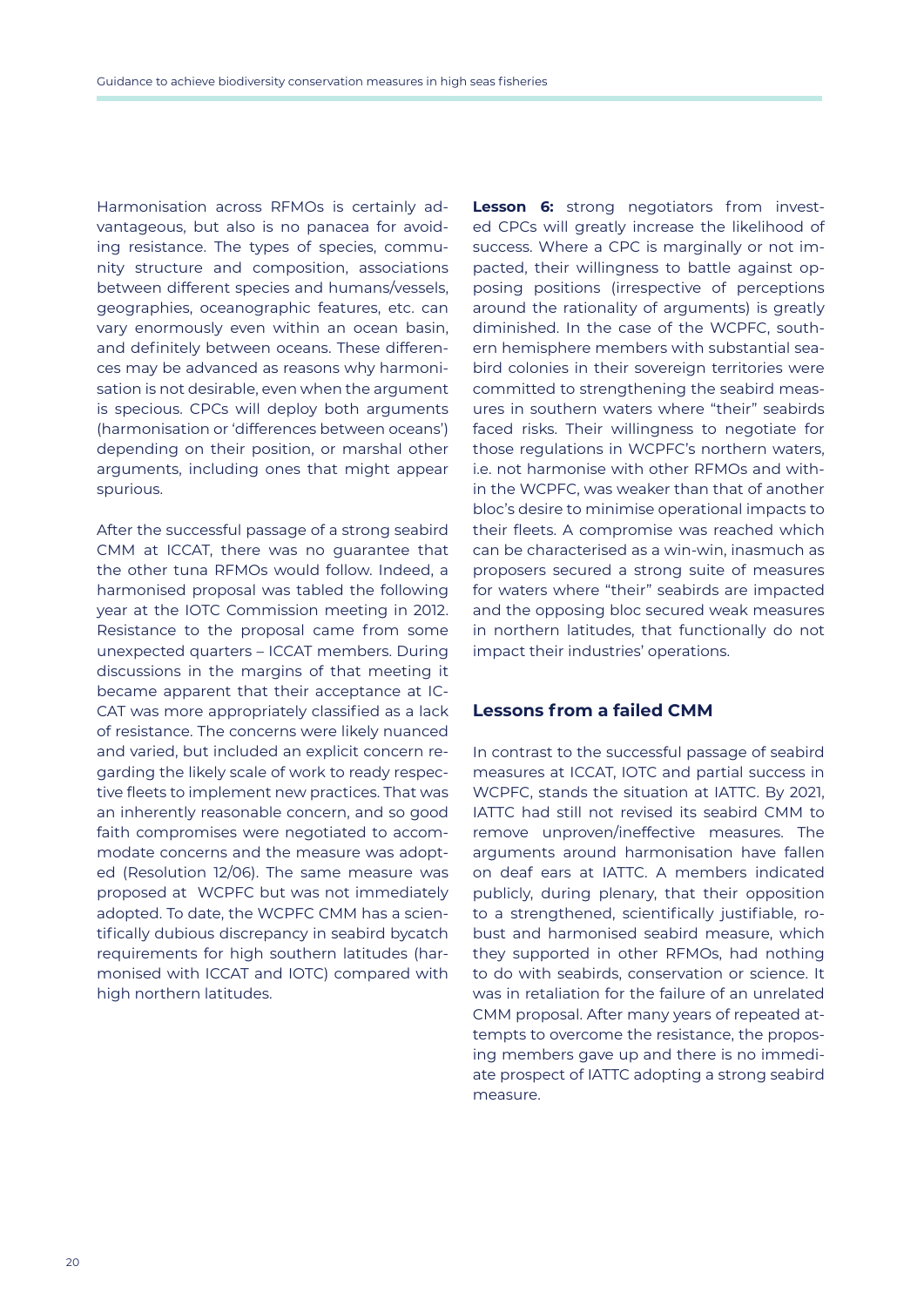Harmonisation across RFMOs is certainly advantageous, but also is no panacea for avoiding resistance. The types of species, community structure and composition, associations between different species and humans/vessels, geographies, oceanographic features, etc. can vary enormously even within an ocean basin, and definitely between oceans. These differences may be advanced as reasons why harmonisation is not desirable, even when the argument is specious. CPCs will deploy both arguments (harmonisation or 'differences between oceans') depending on their position, or marshal other arguments, including ones that might appear spurious.

After the successful passage of a strong seabird CMM at ICCAT, there was no guarantee that the other tuna RFMOs would follow. Indeed, a harmonised proposal was tabled the following year at the IOTC Commission meeting in 2012. Resistance to the proposal came from some unexpected quarters – ICCAT members. During discussions in the margins of that meeting it became apparent that their acceptance at ICCAT was more appropriately classified as a lack of resistance. The concerns were likely nuanced and varied, but included an explicit concern regarding the likely scale of work to ready respective fleets to implement new practices. That was an inherently reasonable concern, and so good faith compromises were negotiated to accommodate concerns and the measure was adopted (Resolution 12/06). The same measure was proposed at WCPFC but was not immediately adopted. To date, the WCPFC CMM has a scientifically dubious discrepancy in seabird bycatch requirements for high southern latitudes (harmonised with ICCAT and IOTC) compared with high northern latitudes.

**Lesson 6:** strong negotiators from invested CPCs will greatly increase the likelihood of success. Where a CPC is marginally or not impacted, their willingness to battle against opposing positions (irrespective of perceptions around the rationality of arguments) is greatly diminished. In the case of the WCPFC, southern hemisphere members with substantial seabird colonies in their sovereign territories were committed to strengthening the seabird measures in southern waters where "their" seabirds faced risks. Their willingness to negotiate for those regulations in WCPFC's northern waters, i.e. not harmonise with other RFMOs and within the WCPFC, was weaker than that of another bloc's desire to minimise operational impacts to their fleets. A compromise was reached which can be characterised as a win-win, inasmuch as proposers secured a strong suite of measures for waters where "their" seabirds are impacted and the opposing bloc secured weak measures in northern latitudes, that functionally do not impact their industries' operations.

## Lessons from a failed CMM

In contrast to the successful passage of seabird measures at ICCAT, IOTC and partial success in WCPFC, stands the situation at IATTC. By 2021, IATTC had still not revised its seabird CMM to remove unproven/ineffective measures. The arguments around harmonisation have fallen on deaf ears at IATTC. A members indicated publicly, during plenary, that their opposition to a strengthened, scientifically justifiable, robust and harmonised seabird measure, which they supported in other RFMOs, had nothing to do with seabirds, conservation or science. It was in retaliation for the failure of an unrelated CMM proposal. After many years of repeated attempts to overcome the resistance, the proposing members gave up and there is no immediate prospect of IATTC adopting a strong seabird measure.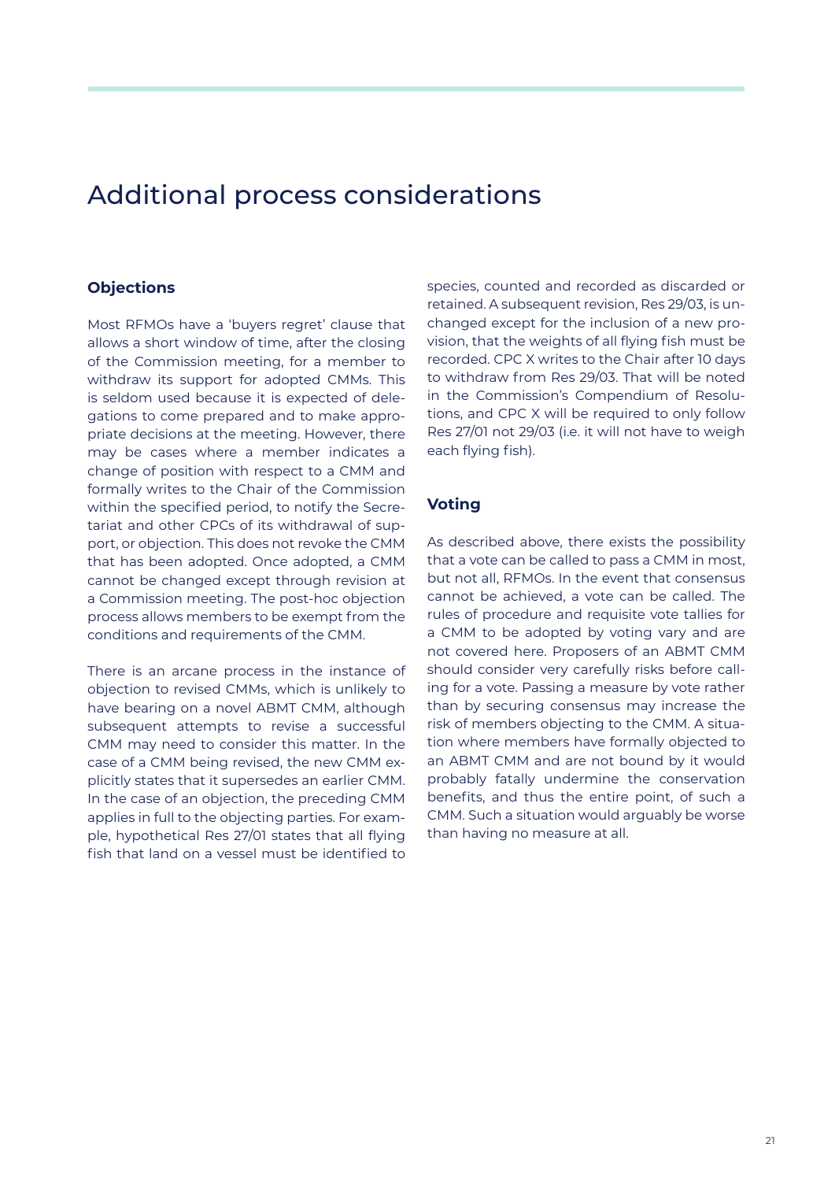# Additional process considerations

### Objections

Most RFMOs have a 'buyers regret' clause that allows a short window of time, after the closing of the Commission meeting, for a member to withdraw its support for adopted CMMs. This is seldom used because it is expected of delegations to come prepared and to make appropriate decisions at the meeting. However, there may be cases where a member indicates a change of position with respect to a CMM and formally writes to the Chair of the Commission within the specified period, to notify the Secretariat and other CPCs of its withdrawal of support, or objection. This does not revoke the CMM that has been adopted. Once adopted, a CMM cannot be changed except through revision at a Commission meeting. The post-hoc objection process allows members to be exempt from the conditions and requirements of the CMM.

There is an arcane process in the instance of objection to revised CMMs, which is unlikely to have bearing on a novel ABMT CMM, although subsequent attempts to revise a successful CMM may need to consider this matter. In the case of a CMM being revised, the new CMM explicitly states that it supersedes an earlier CMM. In the case of an objection, the preceding CMM applies in full to the objecting parties. For example, hypothetical Res 27/01 states that all flying fish that land on a vessel must be identified to species, counted and recorded as discarded or retained. A subsequent revision, Res 29/03, is unchanged except for the inclusion of a new provision, that the weights of all flying fish must be recorded. CPC X writes to the Chair after 10 days to withdraw from Res 29/03. That will be noted in the Commission's Compendium of Resolutions, and CPC X will be required to only follow Res 27/01 not 29/03 (i.e. it will not have to weigh each flying fish).

### Voting

As described above, there exists the possibility that a vote can be called to pass a CMM in most, but not all, RFMOs. In the event that consensus cannot be achieved, a vote can be called. The rules of procedure and requisite vote tallies for a CMM to be adopted by voting vary and are not covered here. Proposers of an ABMT CMM should consider very carefully risks before calling for a vote. Passing a measure by vote rather than by securing consensus may increase the risk of members objecting to the CMM. A situation where members have formally objected to an ABMT CMM and are not bound by it would probably fatally undermine the conservation benefits, and thus the entire point, of such a CMM. Such a situation would arguably be worse than having no measure at all.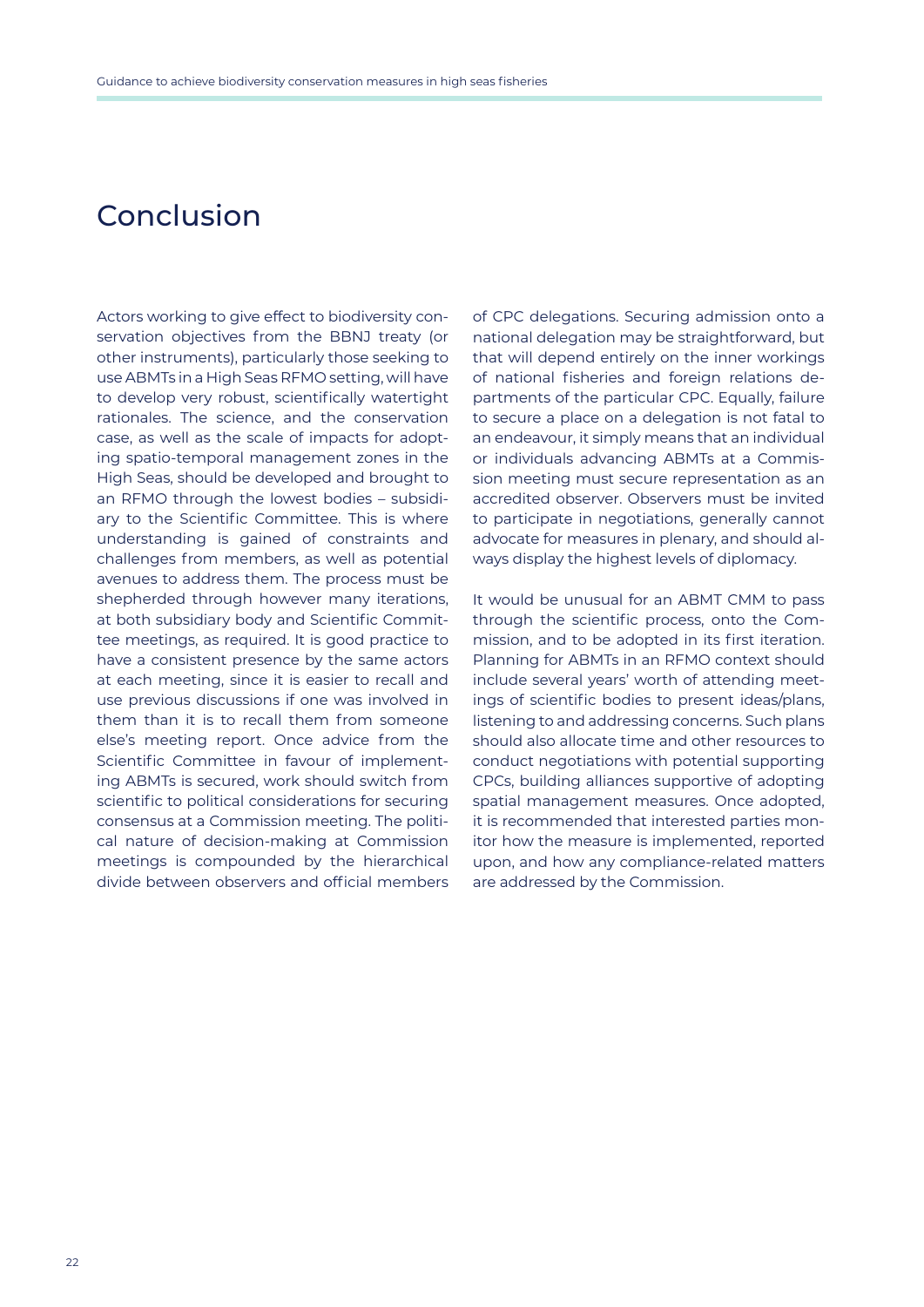# Conclusion

Actors working to give effect to biodiversity conservation objectives from the BBNJ treaty (or other instruments), particularly those seeking to use ABMTs in a High Seas RFMO setting, will have to develop very robust, scientifically watertight rationales. The science, and the conservation case, as well as the scale of impacts for adopting spatio-temporal management zones in the High Seas, should be developed and brought to an RFMO through the lowest bodies – subsidiary to the Scientific Committee. This is where understanding is gained of constraints and challenges from members, as well as potential avenues to address them. The process must be shepherded through however many iterations, at both subsidiary body and Scientific Committee meetings, as required. It is good practice to have a consistent presence by the same actors at each meeting, since it is easier to recall and use previous discussions if one was involved in them than it is to recall them from someone else's meeting report. Once advice from the Scientific Committee in favour of implementing ABMTs is secured, work should switch from scientific to political considerations for securing consensus at a Commission meeting. The political nature of decision-making at Commission meetings is compounded by the hierarchical divide between observers and official members of CPC delegations. Securing admission onto a national delegation may be straightforward, but that will depend entirely on the inner workings of national fisheries and foreign relations departments of the particular CPC. Equally, failure to secure a place on a delegation is not fatal to an endeavour, it simply means that an individual or individuals advancing ABMTs at a Commission meeting must secure representation as an accredited observer. Observers must be invited to participate in negotiations, generally cannot advocate for measures in plenary, and should always display the highest levels of diplomacy.

It would be unusual for an ABMT CMM to pass through the scientific process, onto the Commission, and to be adopted in its first iteration. Planning for ABMTs in an RFMO context should include several years' worth of attending meetings of scientific bodies to present ideas/plans, listening to and addressing concerns. Such plans should also allocate time and other resources to conduct negotiations with potential supporting CPCs, building alliances supportive of adopting spatial management measures. Once adopted, it is recommended that interested parties monitor how the measure is implemented, reported upon, and how any compliance-related matters are addressed by the Commission.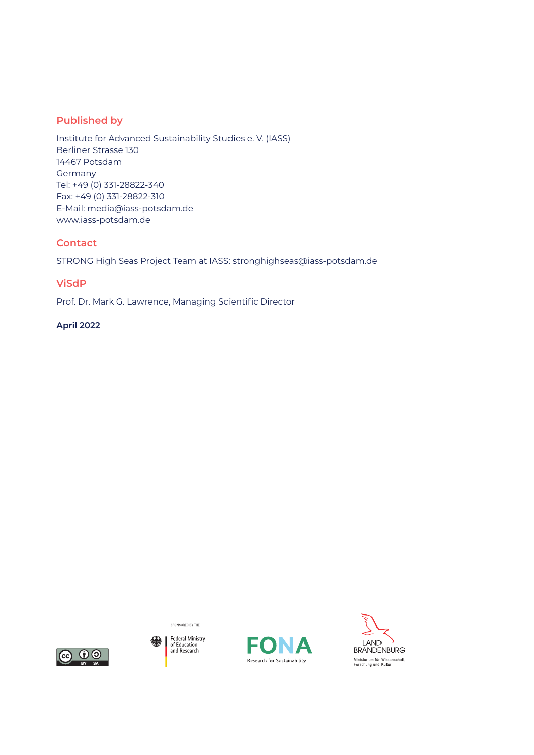## Published by

Institute for Advanced Sustainability Studies e. V. (IASS)
Berliner Strasse 130
14467 Potsdam
Germany
Tel: +49 (0) 331-28822-340
Fax: +49 (0) 331-28822-310
E-Mail: media@iass-potsdam.de
www.iass-potsdam.de

## Contact

STRONG High Seas Project Team at IASS: stronghighseas@iass-potsdam.de

## ViSdP

Prof. Dr. Mark G. Lawrence, Managing Scientific Director

**April 2022**

SPONSORED BY THE

Federal Ministry of Education and Research

FONA

Research for Sustainability

LAND BRANDENBURG

Ministerium für Wissenschaft, Forschung und Kultur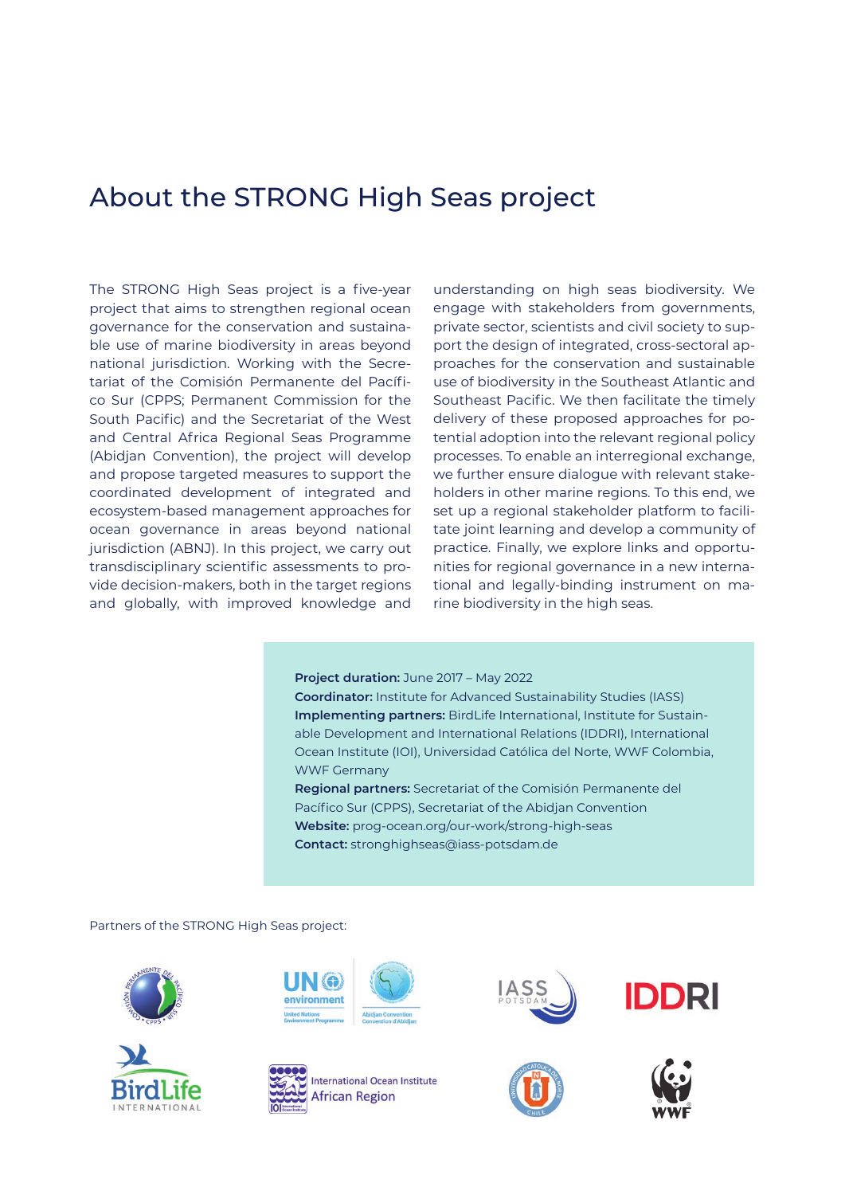# About the STRONG High Seas project

The STRONG High Seas project is a five-year project that aims to strengthen regional ocean governance for the conservation and sustainable use of marine biodiversity in areas beyond national jurisdiction. Working with the Secretariat of the Comisión Permanente del Pacífico Sur (CPPS; Permanent Commission for the South Pacific) and the Secretariat of the West and Central Africa Regional Seas Programme (Abidjan Convention), the project will develop and propose targeted measures to support the coordinated development of integrated and ecosystem-based management approaches for ocean governance in areas beyond national jurisdiction (ABNJ). In this project, we carry out transdisciplinary scientific assessments to provide decision-makers, both in the target regions and globally, with improved knowledge and understanding on high seas biodiversity. We engage with stakeholders from governments, private sector, scientists and civil society to support the design of integrated, cross-sectoral approaches for the conservation and sustainable use of biodiversity in the Southeast Atlantic and Southeast Pacific. We then facilitate the timely delivery of these proposed approaches for potential adoption into the relevant regional policy processes. To enable an interregional exchange, we further ensure dialogue with relevant stakeholders in other marine regions. To this end, we set up a regional stakeholder platform to facilitate joint learning and develop a community of practice. Finally, we explore links and opportunities for regional governance in a new international and legally-binding instrument on marine biodiversity in the high seas.

**Project duration:** June 2017 – May 2022
**Coordinator:** Institute for Advanced Sustainability Studies (IASS)
**Implementing partners:** BirdLife International, Institute for Sustainable Development and International Relations (IDDRI), International Ocean Institute (IOI), Universidad Católica del Norte, WWF Colombia, WWF Germany
**Regional partners:** Secretariat of the Comisión Permanente del Pacífico Sur (CPPS), Secretariat of the Abidjan Convention
**Website:** prog-ocean.org/our-work/strong-high-seas
**Contact:** stronghighseas@iass-potsdam.de

Partners of the STRONG High Seas project: